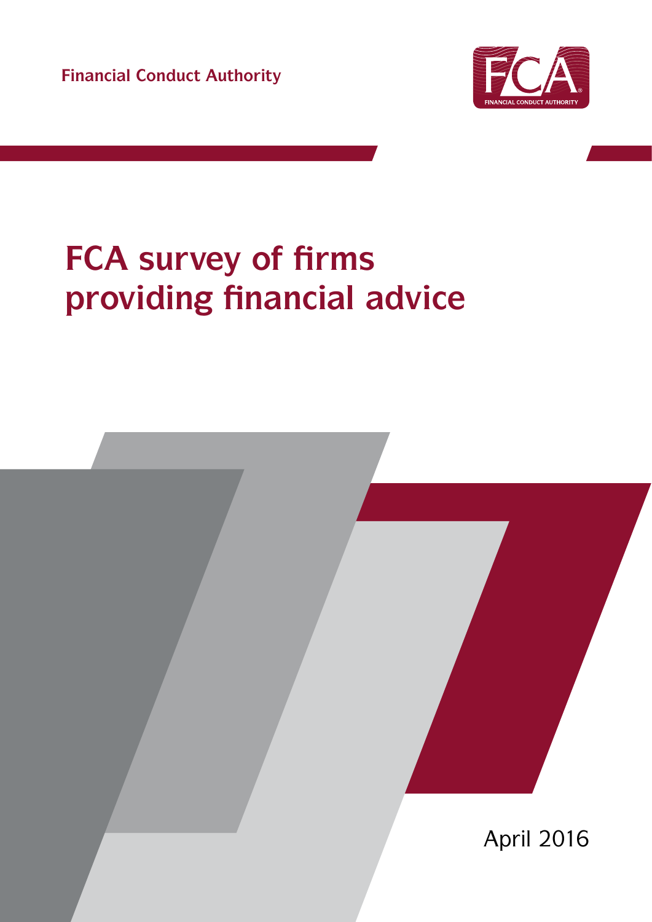Financial Conduct Authority

# FCA survey of firms providing financial advice

April 2016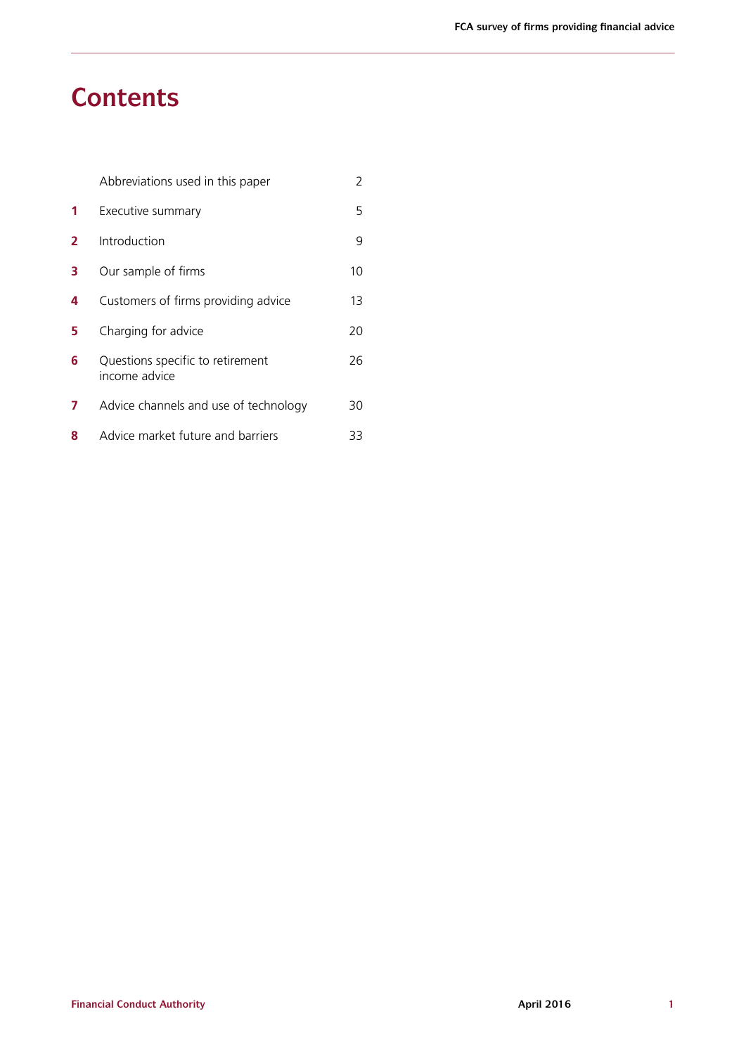# Contents

| | | |
|---|---|---|
| | Abbreviations used in this paper | 2 |
| **1** | Executive summary | 5 |
| **2** | Introduction | 9 |
| **3** | Our sample of firms | 10 |
| **4** | Customers of firms providing advice | 13 |
| **5** | Charging for advice | 20 |
| **6** | Questions specific to retirement income advice | 26 |
| **7** | Advice channels and use of technology | 30 |
| **8** | Advice market future and barriers | 33 |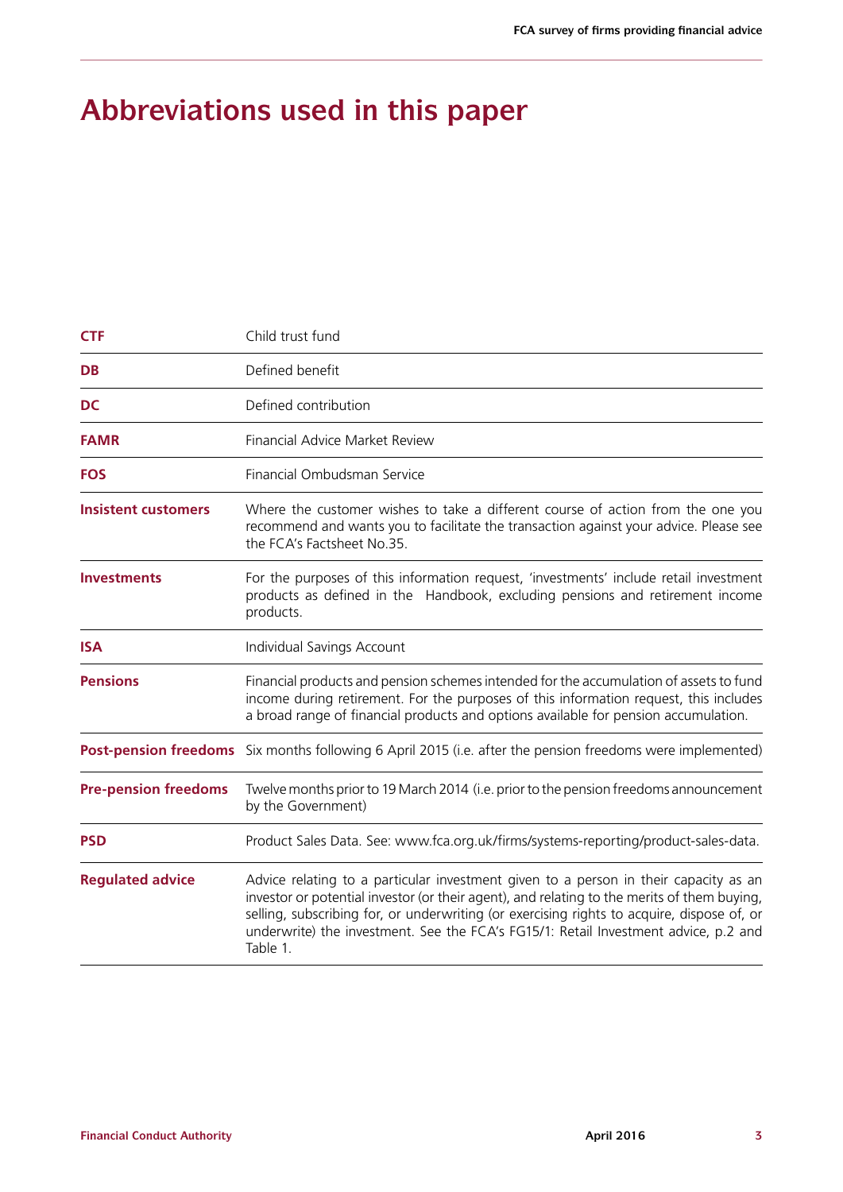# Abbreviations used in this paper

| | |
|---|---|
| **CTF** | Child trust fund |
| **DB** | Defined benefit |
| **DC** | Defined contribution |
| **FAMR** | Financial Advice Market Review |
| **FOS** | Financial Ombudsman Service |
| **Insistent customers** | Where the customer wishes to take a different course of action from the one you recommend and wants you to facilitate the transaction against your advice. Please see the FCA's Factsheet No.35. |
| **Investments** | For the purposes of this information request, 'investments' include retail investment products as defined in the Handbook, excluding pensions and retirement income products. |
| **ISA** | Individual Savings Account |
| **Pensions** | Financial products and pension schemes intended for the accumulation of assets to fund income during retirement. For the purposes of this information request, this includes a broad range of financial products and options available for pension accumulation. |
| **Post-pension freedoms** | Six months following 6 April 2015 (i.e. after the pension freedoms were implemented) |
| **Pre-pension freedoms** | Twelve months prior to 19 March 2014 (i.e. prior to the pension freedoms announcement by the Government) |
| **PSD** | Product Sales Data. See: www.fca.org.uk/firms/systems-reporting/product-sales-data. |
| **Regulated advice** | Advice relating to a particular investment given to a person in their capacity as an investor or potential investor (or their agent), and relating to the merits of them buying, selling, subscribing for, or underwriting (or exercising rights to acquire, dispose of, or underwrite) the investment. See the FCA's FG15/1: Retail Investment advice, p.2 and Table 1. |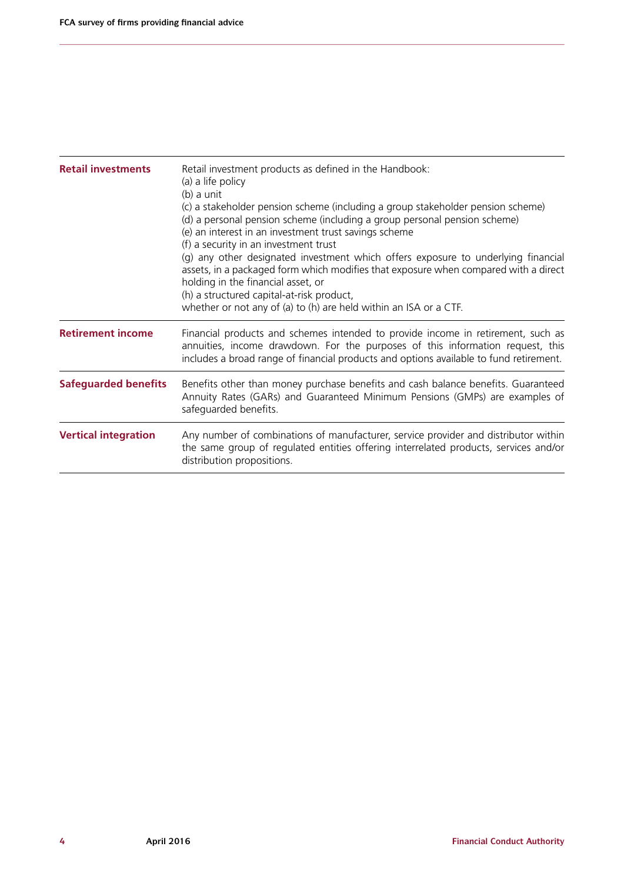| | |
|---|---|
| **Retail investments** | Retail investment products as defined in the Handbook:<br>(a) a life policy<br>(b) a unit<br>(c) a stakeholder pension scheme (including a group stakeholder pension scheme)<br>(d) a personal pension scheme (including a group personal pension scheme)<br>(e) an interest in an investment trust savings scheme<br>(f) a security in an investment trust<br>(g) any other designated investment which offers exposure to underlying financial assets, in a packaged form which modifies that exposure when compared with a direct holding in the financial asset, or<br>(h) a structured capital-at-risk product,<br>whether or not any of (a) to (h) are held within an ISA or a CTF. |
| **Retirement income** | Financial products and schemes intended to provide income in retirement, such as annuities, income drawdown. For the purposes of this information request, this includes a broad range of financial products and options available to fund retirement. |
| **Safeguarded benefits** | Benefits other than money purchase benefits and cash balance benefits. Guaranteed Annuity Rates (GARs) and Guaranteed Minimum Pensions (GMPs) are examples of safeguarded benefits. |
| **Vertical integration** | Any number of combinations of manufacturer, service provider and distributor within the same group of regulated entities offering interrelated products, services and/or distribution propositions. |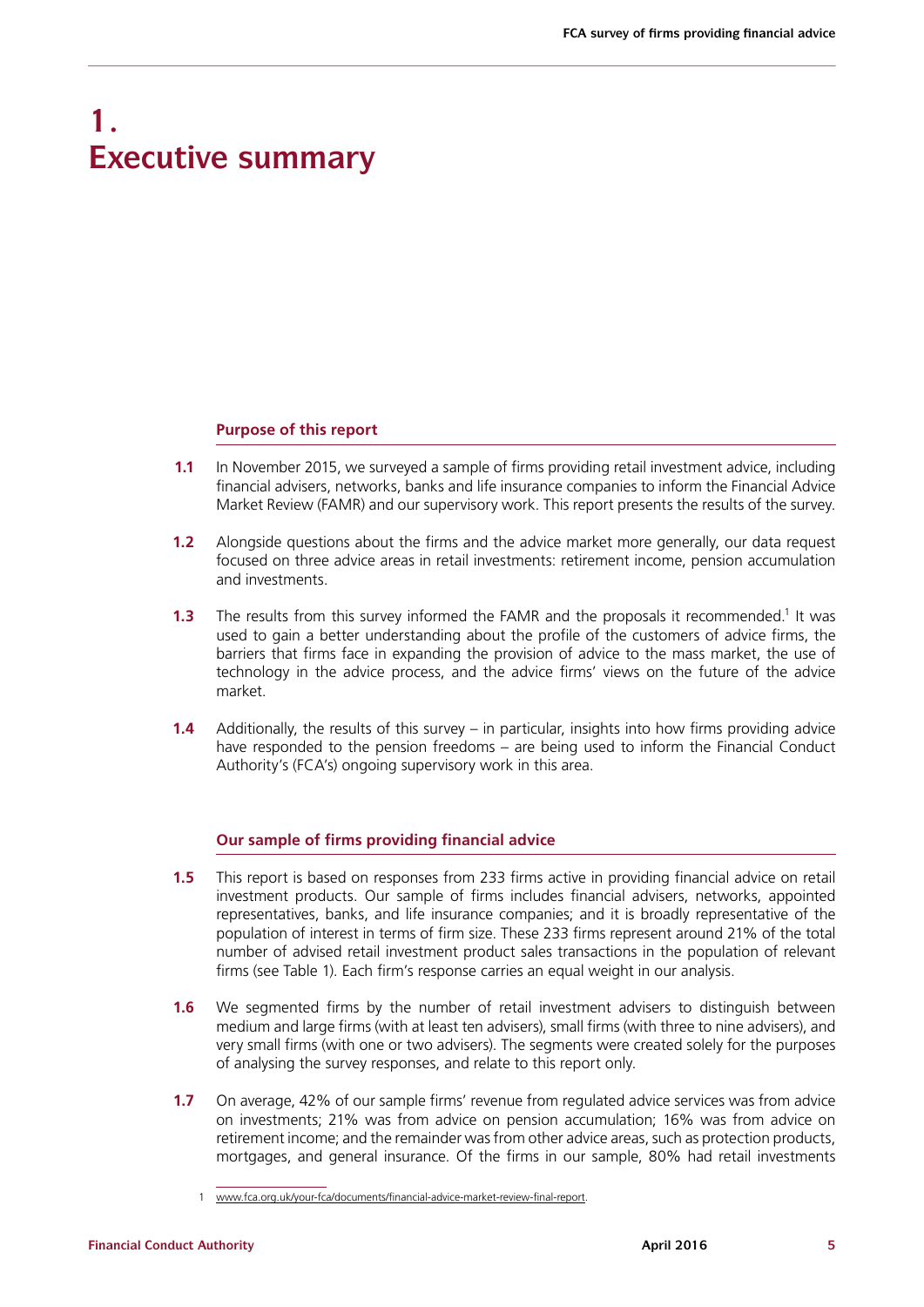# 1. Executive summary

## Purpose of this report

**1.1** In November 2015, we surveyed a sample of firms providing retail investment advice, including financial advisers, networks, banks and life insurance companies to inform the Financial Advice Market Review (FAMR) and our supervisory work. This report presents the results of the survey.

**1.2** Alongside questions about the firms and the advice market more generally, our data request focused on three advice areas in retail investments: retirement income, pension accumulation and investments.

**1.3** The results from this survey informed the FAMR and the proposals it recommended.[1] It was used to gain a better understanding about the profile of the customers of advice firms, the barriers that firms face in expanding the provision of advice to the mass market, the use of technology in the advice process, and the advice firms' views on the future of the advice market.

**1.4** Additionally, the results of this survey – in particular, insights into how firms providing advice have responded to the pension freedoms – are being used to inform the Financial Conduct Authority's (FCA's) ongoing supervisory work in this area.

## Our sample of firms providing financial advice

**1.5** This report is based on responses from 233 firms active in providing financial advice on retail investment products. Our sample of firms includes financial advisers, networks, appointed representatives, banks, and life insurance companies; and it is broadly representative of the population of interest in terms of firm size. These 233 firms represent around 21% of the total number of advised retail investment product sales transactions in the population of relevant firms (see Table 1). Each firm's response carries an equal weight in our analysis.

**1.6** We segmented firms by the number of retail investment advisers to distinguish between medium and large firms (with at least ten advisers), small firms (with three to nine advisers), and very small firms (with one or two advisers). The segments were created solely for the purposes of analysing the survey responses, and relate to this report only.

**1.7** On average, 42% of our sample firms' revenue from regulated advice services was from advice on investments; 21% was from advice on pension accumulation; 16% was from advice on retirement income; and the remainder was from other advice areas, such as protection products, mortgages, and general insurance. Of the firms in our sample, 80% had retail investments

---

1 www.fca.org.uk/your-fca/documents/financial-advice-market-review-final-report.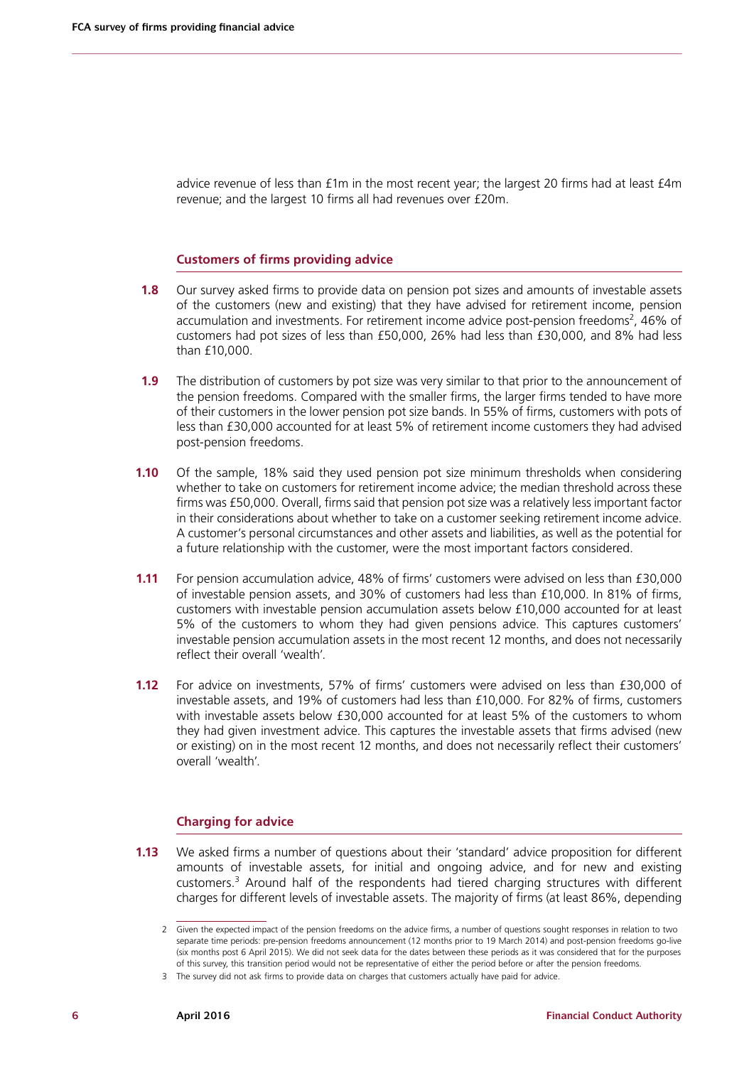advice revenue of less than £1m in the most recent year; the largest 20 firms had at least £4m revenue; and the largest 10 firms all had revenues over £20m.

### Customers of firms providing advice

**1.8** Our survey asked firms to provide data on pension pot sizes and amounts of investable assets of the customers (new and existing) that they have advised for retirement income, pension accumulation and investments. For retirement income advice post-pension freedoms[2], 46% of customers had pot sizes of less than £50,000, 26% had less than £30,000, and 8% had less than £10,000.

**1.9** The distribution of customers by pot size was very similar to that prior to the announcement of the pension freedoms. Compared with the smaller firms, the larger firms tended to have more of their customers in the lower pension pot size bands. In 55% of firms, customers with pots of less than £30,000 accounted for at least 5% of retirement income customers they had advised post-pension freedoms.

**1.10** Of the sample, 18% said they used pension pot size minimum thresholds when considering whether to take on customers for retirement income advice; the median threshold across these firms was £50,000. Overall, firms said that pension pot size was a relatively less important factor in their considerations about whether to take on a customer seeking retirement income advice. A customer's personal circumstances and other assets and liabilities, as well as the potential for a future relationship with the customer, were the most important factors considered.

**1.11** For pension accumulation advice, 48% of firms' customers were advised on less than £30,000 of investable pension assets, and 30% of customers had less than £10,000. In 81% of firms, customers with investable pension accumulation assets below £10,000 accounted for at least 5% of the customers to whom they had given pensions advice. This captures customers' investable pension accumulation assets in the most recent 12 months, and does not necessarily reflect their overall 'wealth'.

**1.12** For advice on investments, 57% of firms' customers were advised on less than £30,000 of investable assets, and 19% of customers had less than £10,000. For 82% of firms, customers with investable assets below £30,000 accounted for at least 5% of the customers to whom they had given investment advice. This captures the investable assets that firms advised (new or existing) on in the most recent 12 months, and does not necessarily reflect their customers' overall 'wealth'.

### Charging for advice

**1.13** We asked firms a number of questions about their 'standard' advice proposition for different amounts of investable assets, for initial and ongoing advice, and for new and existing customers.[3] Around half of the respondents had tiered charging structures with different charges for different levels of investable assets. The majority of firms (at least 86%, depending

---

2 Given the expected impact of the pension freedoms on the advice firms, a number of questions sought responses in relation to two separate time periods: pre-pension freedoms announcement (12 months prior to 19 March 2014) and post-pension freedoms go-live (six months post 6 April 2015). We did not seek data for the dates between these periods as it was considered that for the purposes of this survey, this transition period would not be representative of either the period before or after the pension freedoms.

3 The survey did not ask firms to provide data on charges that customers actually have paid for advice.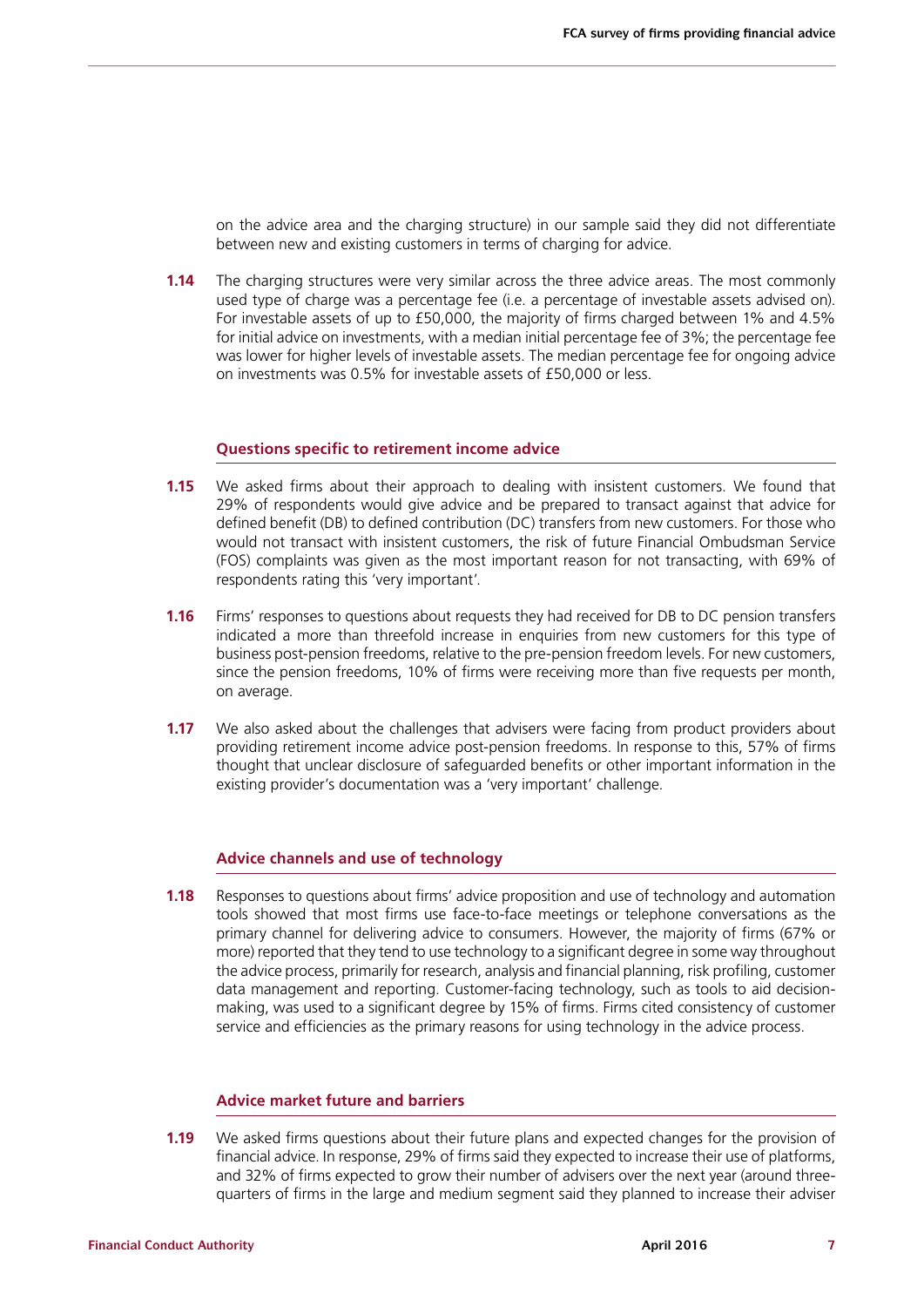on the advice area and the charging structure) in our sample said they did not differentiate between new and existing customers in terms of charging for advice.

**1.14** The charging structures were very similar across the three advice areas. The most commonly used type of charge was a percentage fee (i.e. a percentage of investable assets advised on). For investable assets of up to £50,000, the majority of firms charged between 1% and 4.5% for initial advice on investments, with a median initial percentage fee of 3%; the percentage fee was lower for higher levels of investable assets. The median percentage fee for ongoing advice on investments was 0.5% for investable assets of £50,000 or less.

### Questions specific to retirement income advice

**1.15** We asked firms about their approach to dealing with insistent customers. We found that 29% of respondents would give advice and be prepared to transact against that advice for defined benefit (DB) to defined contribution (DC) transfers from new customers. For those who would not transact with insistent customers, the risk of future Financial Ombudsman Service (FOS) complaints was given as the most important reason for not transacting, with 69% of respondents rating this 'very important'.

**1.16** Firms' responses to questions about requests they had received for DB to DC pension transfers indicated a more than threefold increase in enquiries from new customers for this type of business post-pension freedoms, relative to the pre-pension freedom levels. For new customers, since the pension freedoms, 10% of firms were receiving more than five requests per month, on average.

**1.17** We also asked about the challenges that advisers were facing from product providers about providing retirement income advice post-pension freedoms. In response to this, 57% of firms thought that unclear disclosure of safeguarded benefits or other important information in the existing provider's documentation was a 'very important' challenge.

### Advice channels and use of technology

**1.18** Responses to questions about firms' advice proposition and use of technology and automation tools showed that most firms use face-to-face meetings or telephone conversations as the primary channel for delivering advice to consumers. However, the majority of firms (67% or more) reported that they tend to use technology to a significant degree in some way throughout the advice process, primarily for research, analysis and financial planning, risk profiling, customer data management and reporting. Customer-facing technology, such as tools to aid decision-making, was used to a significant degree by 15% of firms. Firms cited consistency of customer service and efficiencies as the primary reasons for using technology in the advice process.

### Advice market future and barriers

**1.19** We asked firms questions about their future plans and expected changes for the provision of financial advice. In response, 29% of firms said they expected to increase their use of platforms, and 32% of firms expected to grow their number of advisers over the next year (around three-quarters of firms in the large and medium segment said they planned to increase their adviser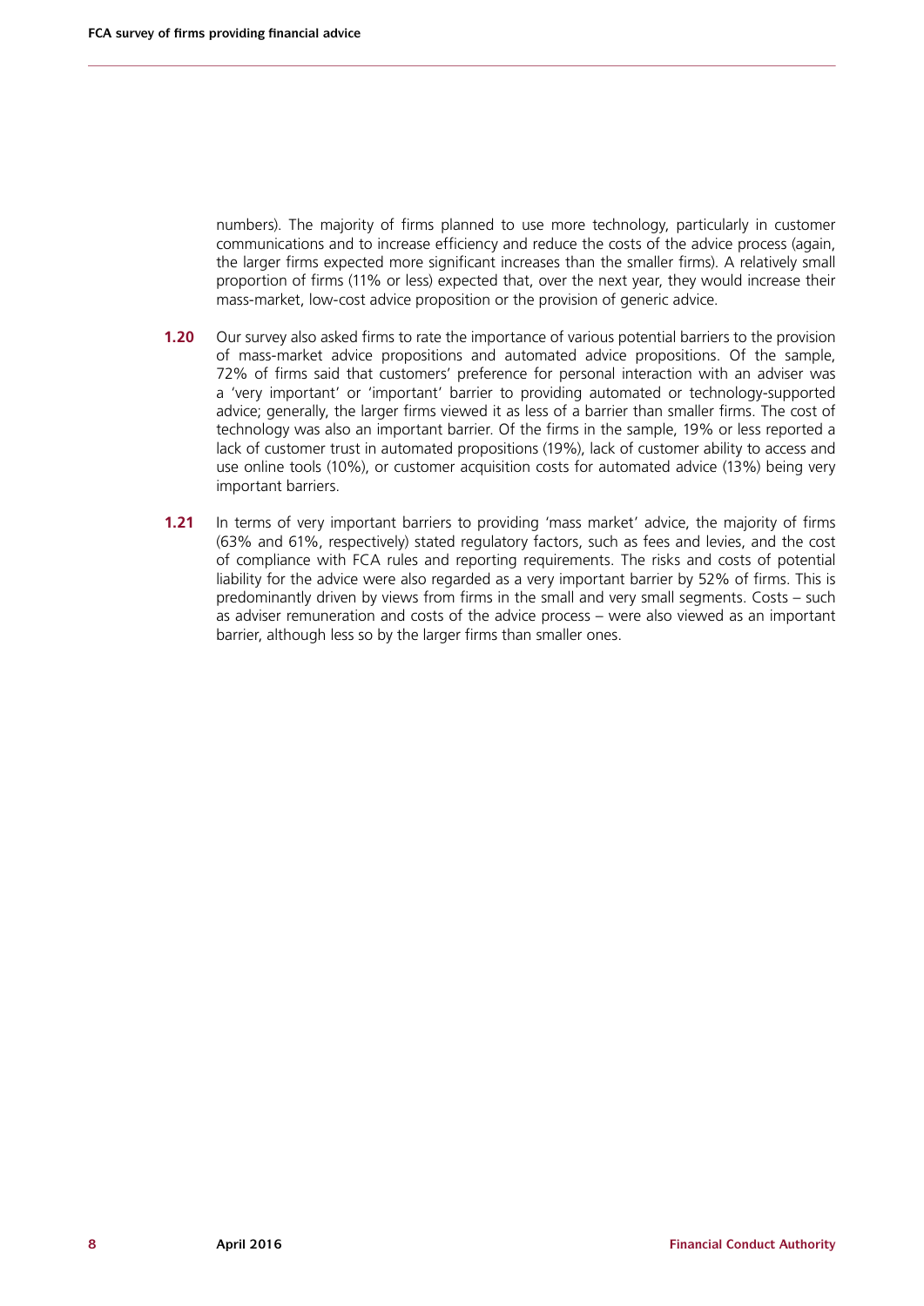numbers). The majority of firms planned to use more technology, particularly in customer communications and to increase efficiency and reduce the costs of the advice process (again, the larger firms expected more significant increases than the smaller firms). A relatively small proportion of firms (11% or less) expected that, over the next year, they would increase their mass-market, low-cost advice proposition or the provision of generic advice.

**1.20** Our survey also asked firms to rate the importance of various potential barriers to the provision of mass-market advice propositions and automated advice propositions. Of the sample, 72% of firms said that customers' preference for personal interaction with an adviser was a 'very important' or 'important' barrier to providing automated or technology-supported advice; generally, the larger firms viewed it as less of a barrier than smaller firms. The cost of technology was also an important barrier. Of the firms in the sample, 19% or less reported a lack of customer trust in automated propositions (19%), lack of customer ability to access and use online tools (10%), or customer acquisition costs for automated advice (13%) being very important barriers.

**1.21** In terms of very important barriers to providing 'mass market' advice, the majority of firms (63% and 61%, respectively) stated regulatory factors, such as fees and levies, and the cost of compliance with FCA rules and reporting requirements. The risks and costs of potential liability for the advice were also regarded as a very important barrier by 52% of firms. This is predominantly driven by views from firms in the small and very small segments. Costs – such as adviser remuneration and costs of the advice process – were also viewed as an important barrier, although less so by the larger firms than smaller ones.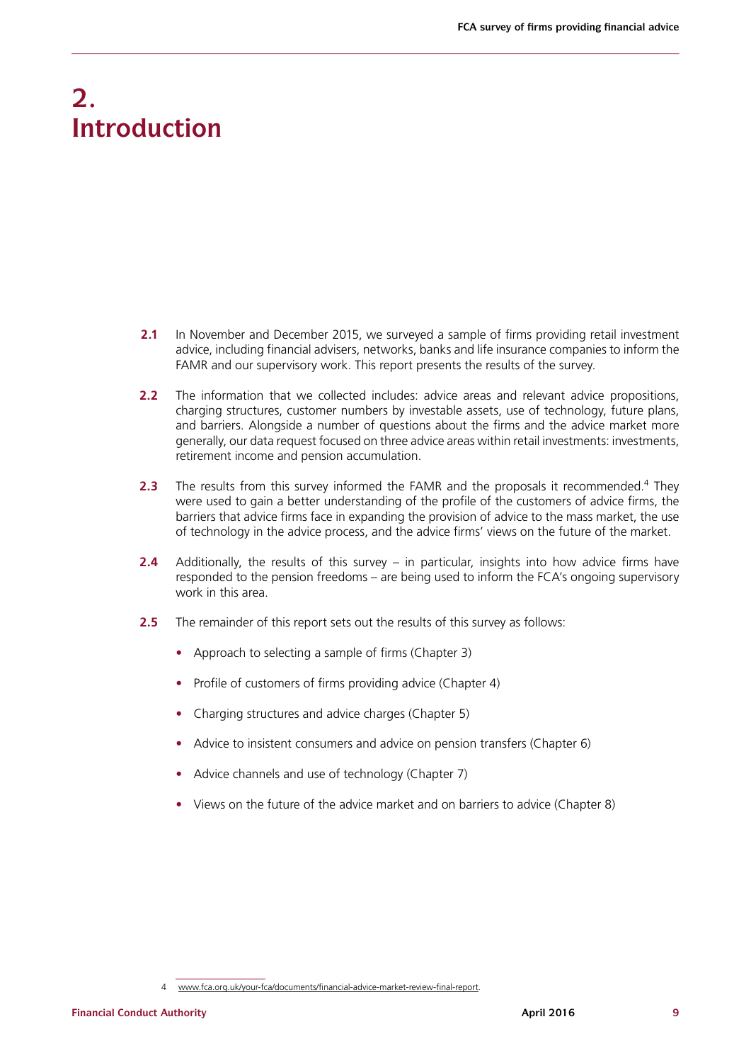# 2. Introduction

**2.1** In November and December 2015, we surveyed a sample of firms providing retail investment advice, including financial advisers, networks, banks and life insurance companies to inform the FAMR and our supervisory work. This report presents the results of the survey.

**2.2** The information that we collected includes: advice areas and relevant advice propositions, charging structures, customer numbers by investable assets, use of technology, future plans, and barriers. Alongside a number of questions about the firms and the advice market more generally, our data request focused on three advice areas within retail investments: investments, retirement income and pension accumulation.

**2.3** The results from this survey informed the FAMR and the proposals it recommended.[4] They were used to gain a better understanding of the profile of the customers of advice firms, the barriers that advice firms face in expanding the provision of advice to the mass market, the use of technology in the advice process, and the advice firms' views on the future of the market.

**2.4** Additionally, the results of this survey – in particular, insights into how advice firms have responded to the pension freedoms – are being used to inform the FCA's ongoing supervisory work in this area.

**2.5** The remainder of this report sets out the results of this survey as follows:

- Approach to selecting a sample of firms (Chapter 3)
- Profile of customers of firms providing advice (Chapter 4)
- Charging structures and advice charges (Chapter 5)
- Advice to insistent consumers and advice on pension transfers (Chapter 6)
- Advice channels and use of technology (Chapter 7)
- Views on the future of the advice market and on barriers to advice (Chapter 8)

4 www.fca.org.uk/your-fca/documents/financial-advice-market-review-final-report.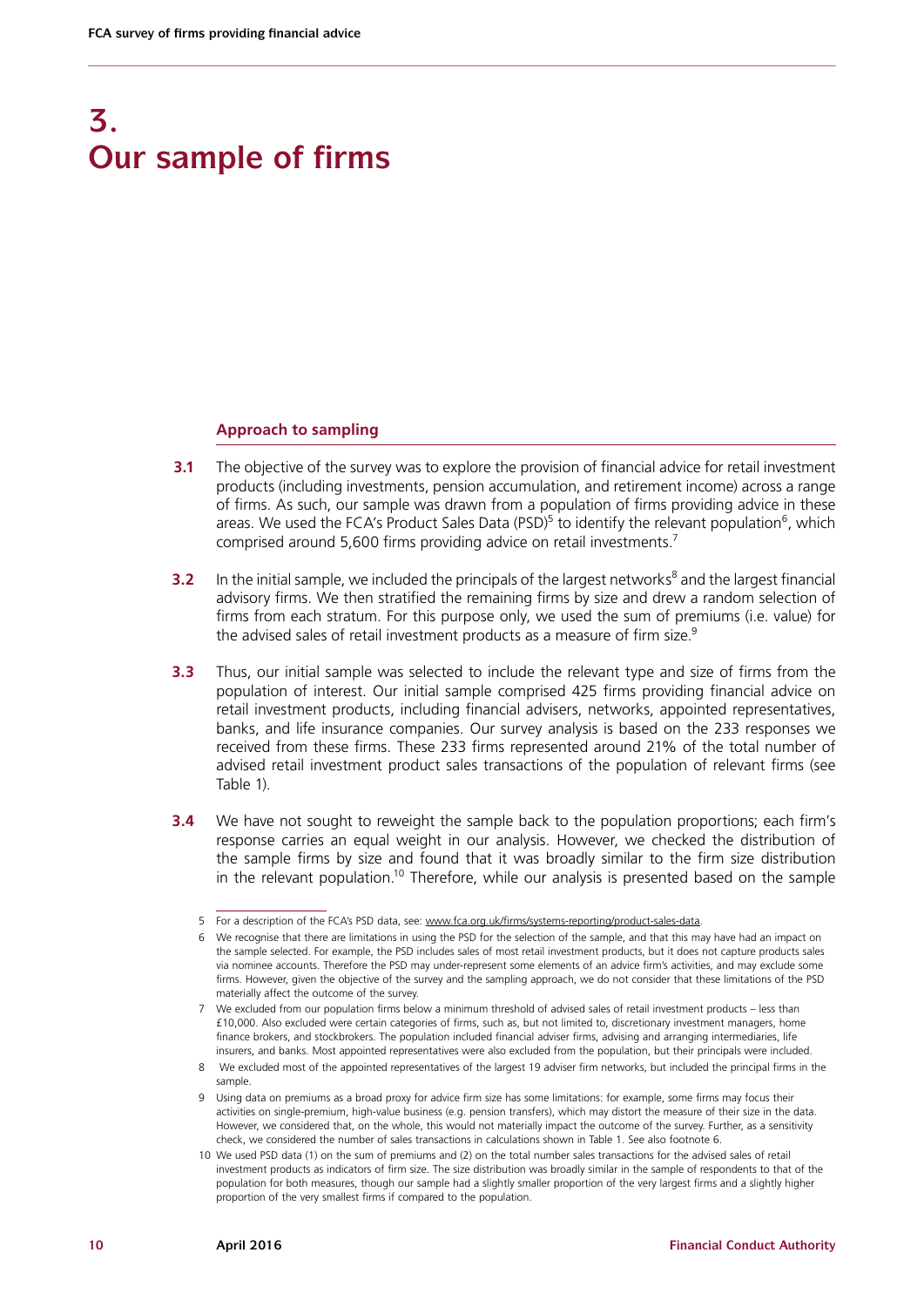# 3. Our sample of firms

### Approach to sampling

**3.1** The objective of the survey was to explore the provision of financial advice for retail investment products (including investments, pension accumulation, and retirement income) across a range of firms. As such, our sample was drawn from a population of firms providing advice in these areas. We used the FCA's Product Sales Data (PSD)[5] to identify the relevant population[6], which comprised around 5,600 firms providing advice on retail investments.[7]

**3.2** In the initial sample, we included the principals of the largest networks[8] and the largest financial advisory firms. We then stratified the remaining firms by size and drew a random selection of firms from each stratum. For this purpose only, we used the sum of premiums (i.e. value) for the advised sales of retail investment products as a measure of firm size.[9]

**3.3** Thus, our initial sample was selected to include the relevant type and size of firms from the population of interest. Our initial sample comprised 425 firms providing financial advice on retail investment products, including financial advisers, networks, appointed representatives, banks, and life insurance companies. Our survey analysis is based on the 233 responses we received from these firms. These 233 firms represented around 21% of the total number of advised retail investment product sales transactions of the population of relevant firms (see Table 1).

**3.4** We have not sought to reweight the sample back to the population proportions; each firm's response carries an equal weight in our analysis. However, we checked the distribution of the sample firms by size and found that it was broadly similar to the firm size distribution in the relevant population.[10] Therefore, while our analysis is presented based on the sample

---

5 For a description of the FCA's PSD data, see: www.fca.org.uk/firms/systems-reporting/product-sales-data.

6 We recognise that there are limitations in using the PSD for the selection of the sample, and that this may have had an impact on the sample selected. For example, the PSD includes sales of most retail investment products, but it does not capture products sales via nominee accounts. Therefore the PSD may under-represent some elements of an advice firm's activities, and may exclude some firms. However, given the objective of the survey and the sampling approach, we do not consider that these limitations of the PSD materially affect the outcome of the survey.

7 We excluded from our population firms below a minimum threshold of advised sales of retail investment products – less than £10,000. Also excluded were certain categories of firms, such as, but not limited to, discretionary investment managers, home finance brokers, and stockbrokers. The population included financial adviser firms, advising and arranging intermediaries, life insurers, and banks. Most appointed representatives were also excluded from the population, but their principals were included.

8 We excluded most of the appointed representatives of the largest 19 adviser firm networks, but included the principal firms in the sample.

9 Using data on premiums as a broad proxy for advice firm size has some limitations: for example, some firms may focus their activities on single-premium, high-value business (e.g. pension transfers), which may distort the measure of their size in the data. However, we considered that, on the whole, this would not materially impact the outcome of the survey. Further, as a sensitivity check, we considered the number of sales transactions in calculations shown in Table 1. See also footnote 6.

10 We used PSD data (1) on the sum of premiums and (2) on the total number sales transactions for the advised sales of retail investment products as indicators of firm size. The size distribution was broadly similar in the sample of respondents to that of the population for both measures, though our sample had a slightly smaller proportion of the very largest firms and a slightly higher proportion of the very smallest firms if compared to the population.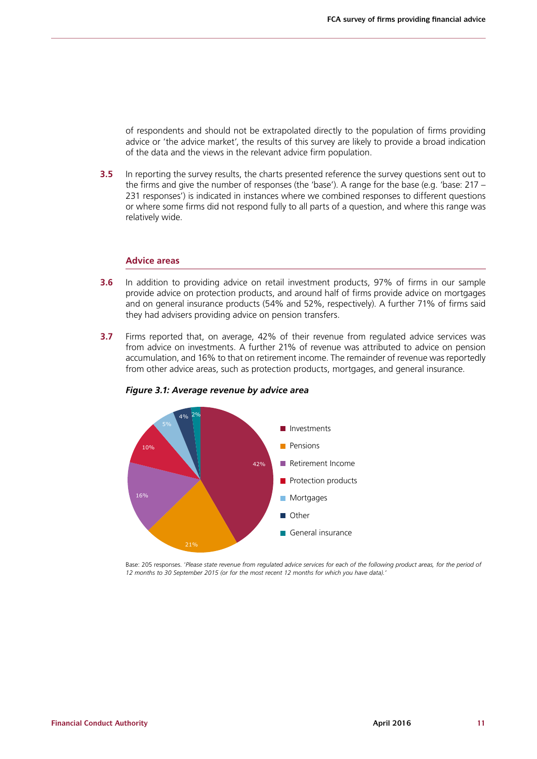of respondents and should not be extrapolated directly to the population of firms providing advice or 'the advice market', the results of this survey are likely to provide a broad indication of the data and the views in the relevant advice firm population.

**3.5** In reporting the survey results, the charts presented reference the survey questions sent out to the firms and give the number of responses (the 'base'). A range for the base (e.g. 'base: 217 – 231 responses') is indicated in instances where we combined responses to different questions or where some firms did not respond fully to all parts of a question, and where this range was relatively wide.

### Advice areas

**3.6** In addition to providing advice on retail investment products, 97% of firms in our sample provide advice on protection products, and around half of firms provide advice on mortgages and on general insurance products (54% and 52%, respectively). A further 71% of firms said they had advisers providing advice on pension transfers.

**3.7** Firms reported that, on average, 42% of their revenue from regulated advice services was from advice on investments. A further 21% of revenue was attributed to advice on pension accumulation, and 16% to that on retirement income. The remainder of revenue was reportedly from other advice areas, such as protection products, mortgages, and general insurance.

***Figure 3.1: Average revenue by advice area***

| Advice area | Share of revenue |
| --- | --- |
| Investments | 42% |
| Pensions | 21% |
| Retirement Income | 16% |
| Protection products | 10% |
| Mortgages | 5% |
| Other | 4% |
| General insurance | 2% |

Base: 205 responses. *'Please state revenue from regulated advice services for each of the following product areas, for the period of 12 months to 30 September 2015 (or for the most recent 12 months for which you have data).'*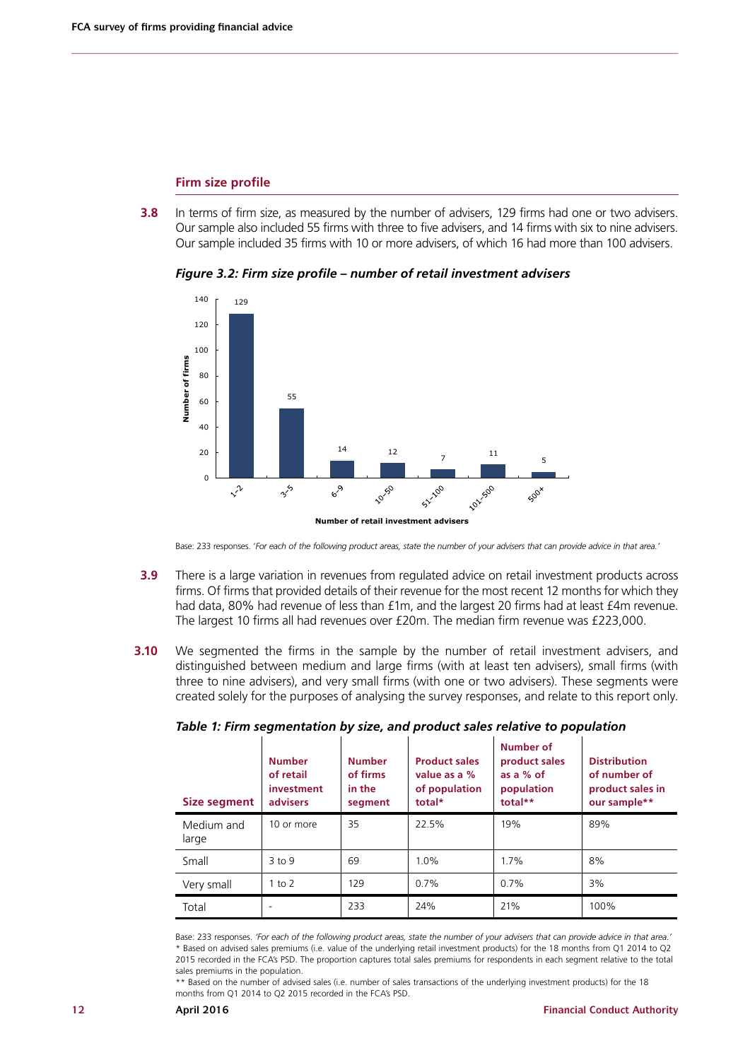## Firm size profile

**3.8** In terms of firm size, as measured by the number of advisers, 129 firms had one or two advisers. Our sample also included 55 firms with three to five advisers, and 14 firms with six to nine advisers. Our sample included 35 firms with 10 or more advisers, of which 16 had more than 100 advisers.

***Figure 3.2: Firm size profile – number of retail investment advisers***

| Number of retail investment advisers | Number of firms |
|---|---|
| 1–2 | 129 |
| 3–5 | 55 |
| 6–9 | 14 |
| 10–50 | 12 |
| 51–100 | 7 |
| 101–500 | 11 |
| 500+ | 5 |

Base: 233 responses. *'For each of the following product areas, state the number of your advisers that can provide advice in that area.'*

**3.9** There is a large variation in revenues from regulated advice on retail investment products across firms. Of firms that provided details of their revenue for the most recent 12 months for which they had data, 80% had revenue of less than £1m, and the largest 20 firms had at least £4m revenue. The largest 10 firms all had revenues over £20m. The median firm revenue was £223,000.

**3.10** We segmented the firms in the sample by the number of retail investment advisers, and distinguished between medium and large firms (with at least ten advisers), small firms (with three to nine advisers), and very small firms (with one or two advisers). These segments were created solely for the purposes of analysing the survey responses, and relate to this report only.

***Table 1: Firm segmentation by size, and product sales relative to population***

| Size segment | Number of retail investment advisers | Number of firms in the segment | Product sales value as a % of population total* | Number of product sales as a % of population total** | Distribution of number of product sales in our sample** |
|---|---|---|---|---|---|
| Medium and large | 10 or more | 35 | 22.5% | 19% | 89% |
| Small | 3 to 9 | 69 | 1.0% | 1.7% | 8% |
| Very small | 1 to 2 | 129 | 0.7% | 0.7% | 3% |
| Total | - | 233 | 24% | 21% | 100% |

Base: 233 responses. *'For each of the following product areas, state the number of your advisers that can provide advice in that area.'*
* Based on advised sales premiums (i.e. value of the underlying retail investment products) for the 18 months from Q1 2014 to Q2 2015 recorded in the FCA's PSD. The proportion captures total sales premiums for respondents in each segment relative to the total sales premiums in the population.
** Based on the number of advised sales (i.e. number of sales transactions of the underlying investment products) for the 18 months from Q1 2014 to Q2 2015 recorded in the FCA's PSD.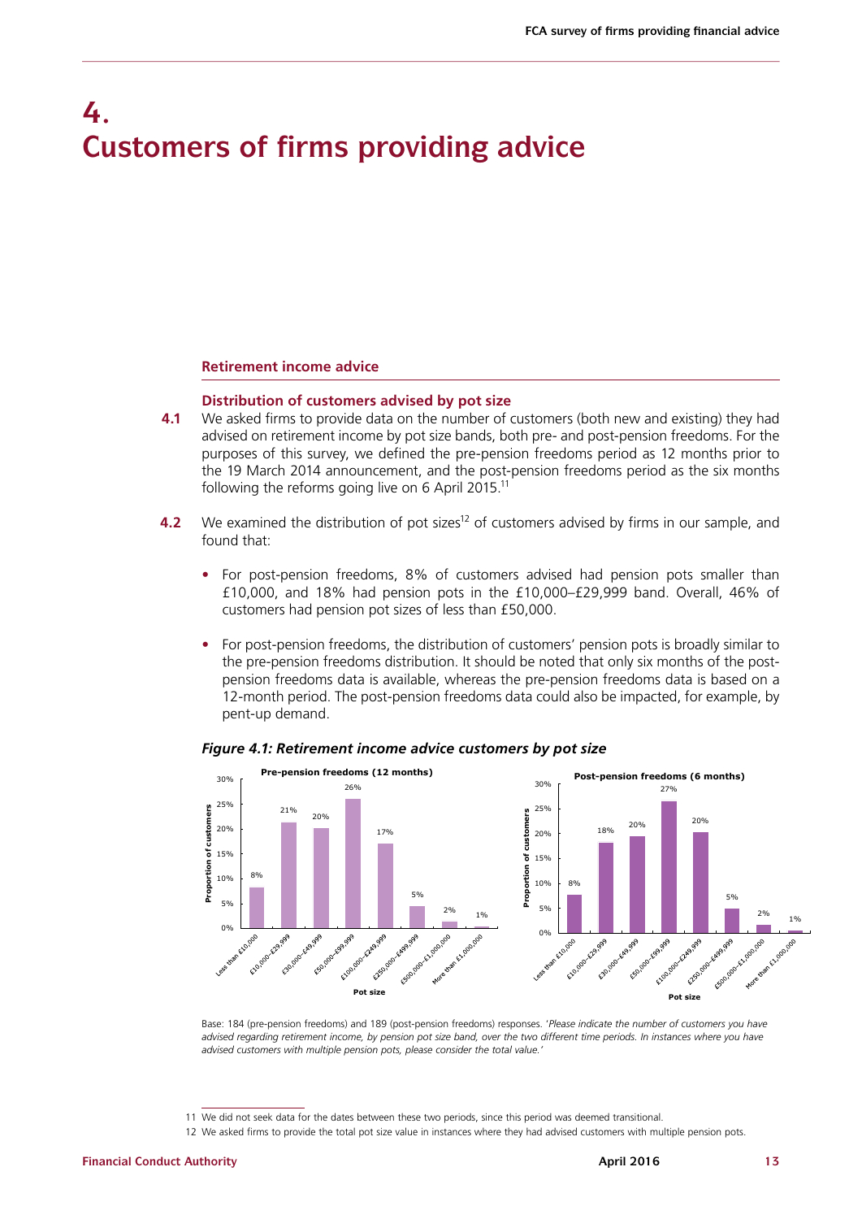# 4. Customers of firms providing advice

## Retirement income advice

### Distribution of customers advised by pot size

**4.1** We asked firms to provide data on the number of customers (both new and existing) they had advised on retirement income by pot size bands, both pre- and post-pension freedoms. For the purposes of this survey, we defined the pre-pension freedoms period as 12 months prior to the 19 March 2014 announcement, and the post-pension freedoms period as the six months following the reforms going live on 6 April 2015.[11]

**4.2** We examined the distribution of pot sizes[12] of customers advised by firms in our sample, and found that:

- For post-pension freedoms, 8% of customers advised had pension pots smaller than £10,000, and 18% had pension pots in the £10,000–£29,999 band. Overall, 46% of customers had pension pot sizes of less than £50,000.
- For post-pension freedoms, the distribution of customers' pension pots is broadly similar to the pre-pension freedoms distribution. It should be noted that only six months of the post-pension freedoms data is available, whereas the pre-pension freedoms data is based on a 12-month period. The post-pension freedoms data could also be impacted, for example, by pent-up demand.

***Figure 4.1: Retirement income advice customers by pot size***

Proportion of customers, by pot size:

| Pot size | Pre-pension freedoms (12 months) | Post-pension freedoms (6 months) |
|---|---|---|
| Less than £10,000 | 8% | 8% |
| £10,000–£29,999 | 21% | 18% |
| £30,000–£49,999 | 20% | 20% |
| £50,000–£99,999 | 26% | 27% |
| £100,000–£249,999 | 17% | 20% |
| £250,000–£499,999 | 5% | 5% |
| £500,000–£1,000,000 | 2% | 2% |
| More than £1,000,000 | 1% | 1% |

Base: 184 (pre-pension freedoms) and 189 (post-pension freedoms) responses. '*Please indicate the number of customers you have advised regarding retirement income, by pension pot size band, over the two different time periods. In instances where you have advised customers with multiple pension pots, please consider the total value.*'

[11] We did not seek data for the dates between these two periods, since this period was deemed transitional.

[12] We asked firms to provide the total pot size value in instances where they had advised customers with multiple pension pots.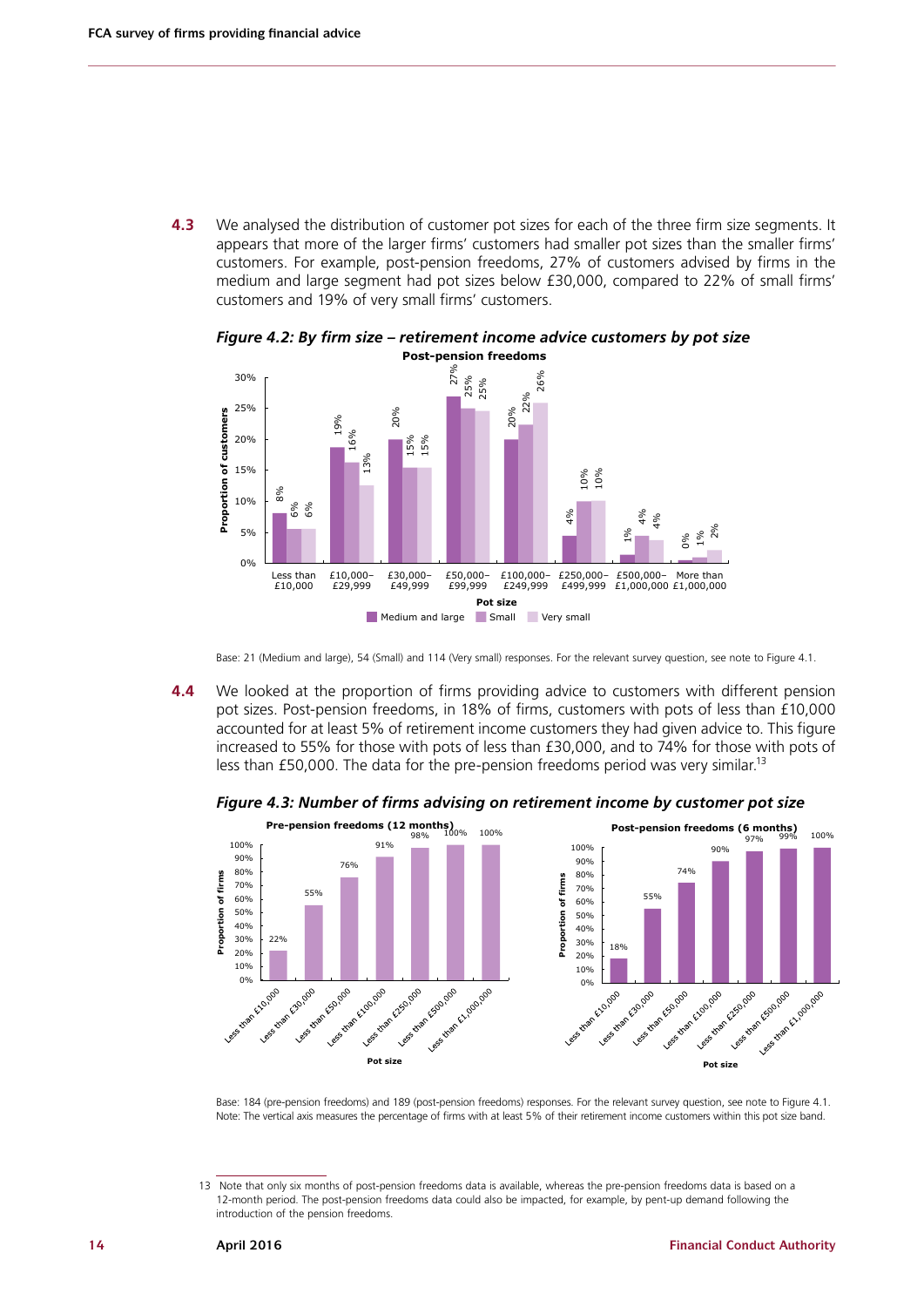**4.3** We analysed the distribution of customer pot sizes for each of the three firm size segments. It appears that more of the larger firms' customers had smaller pot sizes than the smaller firms' customers. For example, post-pension freedoms, 27% of customers advised by firms in the medium and large segment had pot sizes below £30,000, compared to 22% of small firms' customers and 19% of very small firms' customers.

***Figure 4.2: By firm size – retirement income advice customers by pot size***

**Post-pension freedoms**

| Pot size | Medium and large | Small | Very small |
|---|---|---|---|
| Less than £10,000 | 8% | 6% | 6% |
| £10,000–£29,999 | 19% | 16% | 13% |
| £30,000–£49,999 | 20% | 15% | 15% |
| £50,000–£99,999 | 27% | 25% | 25% |
| £100,000–£249,999 | 20% | 22% | 26% |
| £250,000–£499,999 | 4% | 10% | 10% |
| £500,000–£1,000,000 | 1% | 4% | 4% |
| More than £1,000,000 | 0% | 1% | 2% |

Base: 21 (Medium and large), 54 (Small) and 114 (Very small) responses. For the relevant survey question, see note to Figure 4.1.

**4.4** We looked at the proportion of firms providing advice to customers with different pension pot sizes. Post-pension freedoms, in 18% of firms, customers with pots of less than £10,000 accounted for at least 5% of retirement income customers they had given advice to. This figure increased to 55% for those with pots of less than £30,000, and to 74% for those with pots of less than £50,000. The data for the pre-pension freedoms period was very similar.[13]

***Figure 4.3: Number of firms advising on retirement income by customer pot size***

| Pot size | Pre-pension freedoms (12 months) | Post-pension freedoms (6 months) |
|---|---|---|
| Less than £10,000 | 22% | 18% |
| Less than £30,000 | 55% | 55% |
| Less than £50,000 | 76% | 74% |
| Less than £100,000 | 91% | 90% |
| Less than £250,000 | 98% | 97% |
| Less than £500,000 | 100% | 99% |
| Less than £1,000,000 | 100% | 100% |

Base: 184 (pre-pension freedoms) and 189 (post-pension freedoms) responses. For the relevant survey question, see note to Figure 4.1.
Note: The vertical axis measures the percentage of firms with at least 5% of their retirement income customers within this pot size band.

13 Note that only six months of post-pension freedoms data is available, whereas the pre-pension freedoms data is based on a 12-month period. The post-pension freedoms data could also be impacted, for example, by pent-up demand following the introduction of the pension freedoms.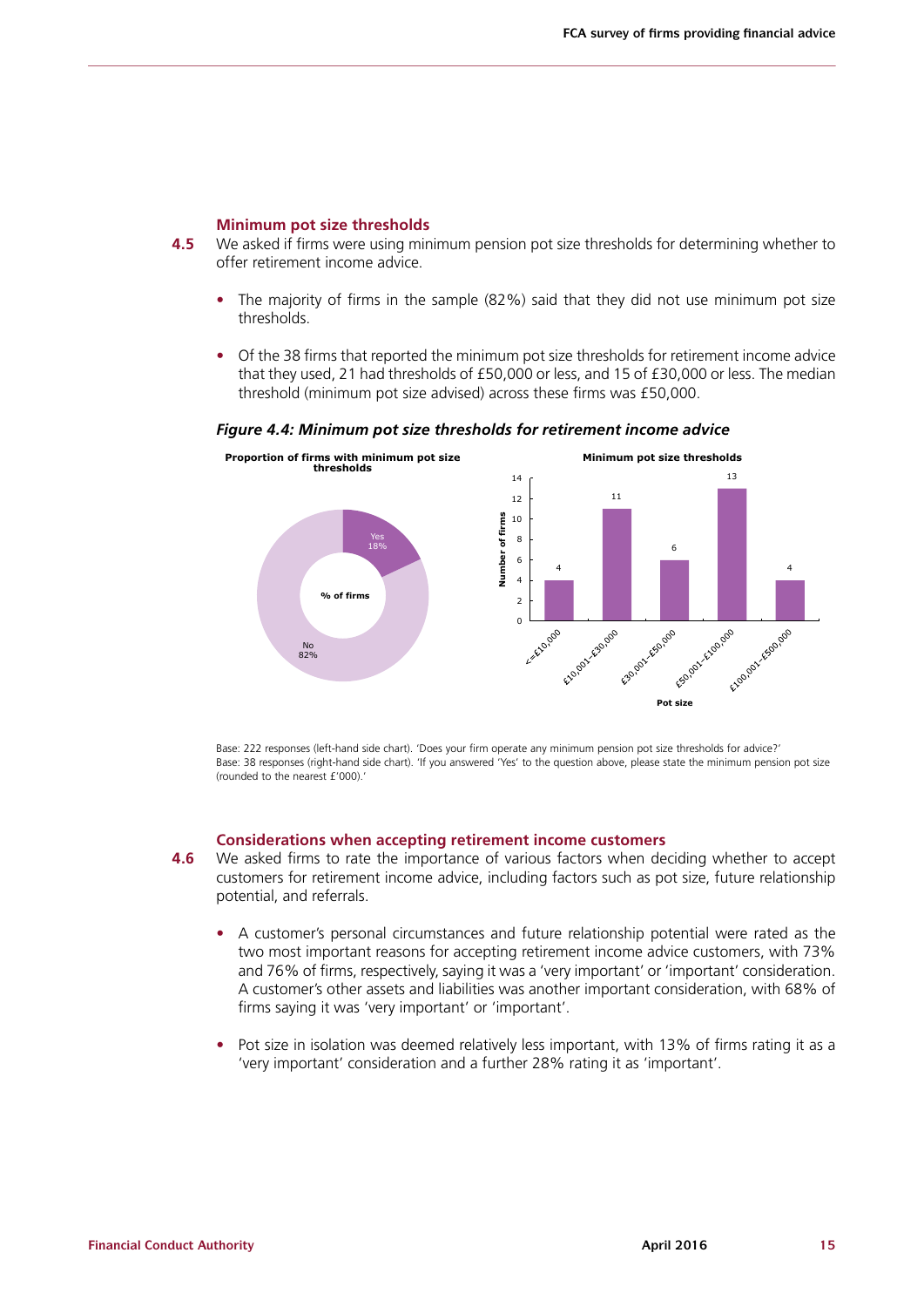### Minimum pot size thresholds

**4.5** We asked if firms were using minimum pension pot size thresholds for determining whether to offer retirement income advice.

- The majority of firms in the sample (82%) said that they did not use minimum pot size thresholds.
- Of the 38 firms that reported the minimum pot size thresholds for retirement income advice that they used, 21 had thresholds of £50,000 or less, and 15 of £30,000 or less. The median threshold (minimum pot size advised) across these firms was £50,000.

***Figure 4.4: Minimum pot size thresholds for retirement income advice***

**Proportion of firms with minimum pot size thresholds**

| % of firms | |
|---|---|
| Yes | 18% |
| No | 82% |

**Minimum pot size thresholds**

| Pot size | Number of firms |
|---|---|
| <=£10,000 | 4 |
| £10,001-£30,000 | 11 |
| £30,001-£50,000 | 6 |
| £50,001-£100,000 | 13 |
| £100,001-£500,000 | 4 |

Base: 222 responses (left-hand side chart). 'Does your firm operate any minimum pension pot size thresholds for advice?'
Base: 38 responses (right-hand side chart). 'If you answered 'Yes' to the question above, please state the minimum pension pot size (rounded to the nearest £'000).'

### Considerations when accepting retirement income customers

**4.6** We asked firms to rate the importance of various factors when deciding whether to accept customers for retirement income advice, including factors such as pot size, future relationship potential, and referrals.

- A customer's personal circumstances and future relationship potential were rated as the two most important reasons for accepting retirement income advice customers, with 73% and 76% of firms, respectively, saying it was a 'very important' or 'important' consideration. A customer's other assets and liabilities was another important consideration, with 68% of firms saying it was 'very important' or 'important'.
- Pot size in isolation was deemed relatively less important, with 13% of firms rating it as a 'very important' consideration and a further 28% rating it as 'important'.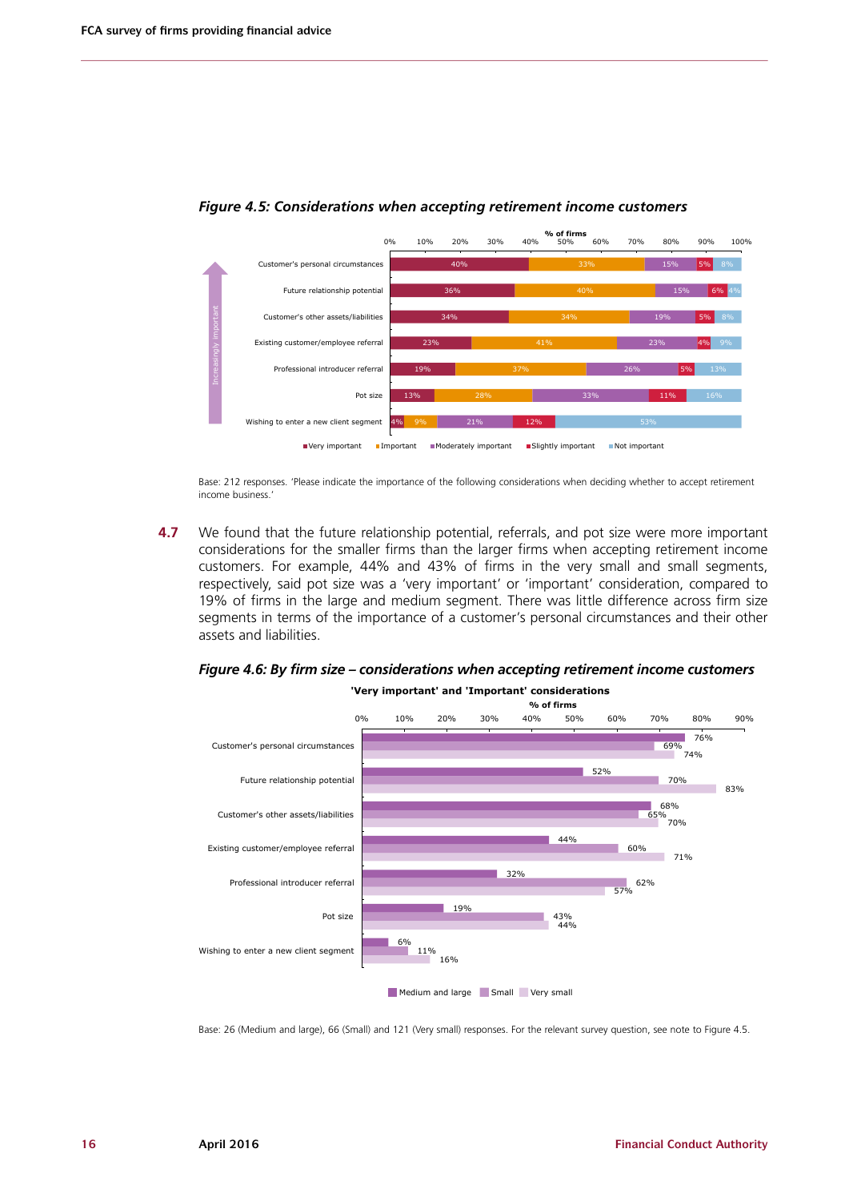*Figure 4.5: Considerations when accepting retirement income customers*

| Consideration | Very important | Important | Moderately important | Slightly important | Not important |
|---|---|---|---|---|---|
| Customer's personal circumstances | 40% | 33% | 15% | 5% | 8% |
| Future relationship potential | 36% | 40% | 15% | 6% | 4% |
| Customer's other assets/liabilities | 34% | 34% | 19% | 5% | 8% |
| Existing customer/employee referral | 23% | 41% | 23% | 4% | 9% |
| Professional introducer referral | 19% | 37% | 26% | 5% | 13% |
| Pot size | 13% | 28% | 33% | 11% | 16% |
| Wishing to enter a new client segment | 4% | 9% | 21% | 12% | 53% |

Base: 212 responses. 'Please indicate the importance of the following considerations when deciding whether to accept retirement income business.'

**4.7** We found that the future relationship potential, referrals, and pot size were more important considerations for the smaller firms than the larger firms when accepting retirement income customers. For example, 44% and 43% of firms in the very small and small segments, respectively, said pot size was a 'very important' or 'important' consideration, compared to 19% of firms in the large and medium segment. There was little difference across firm size segments in terms of the importance of a customer's personal circumstances and their other assets and liabilities.

*Figure 4.6: By firm size – considerations when accepting retirement income customers*

'Very important' and 'Important' considerations (% of firms)

| Consideration | Medium and large | Small | Very small |
|---|---|---|---|
| Customer's personal circumstances | 76% | 69% | 74% |
| Future relationship potential | 52% | 70% | 83% |
| Customer's other assets/liabilities | 68% | 65% | 70% |
| Existing customer/employee referral | 44% | 60% | 71% |
| Professional introducer referral | 32% | 62% | 57% |
| Pot size | 19% | 43% | 44% |
| Wishing to enter a new client segment | 6% | 11% | 16% |

Base: 26 (Medium and large), 66 (Small) and 121 (Very small) responses. For the relevant survey question, see note to Figure 4.5.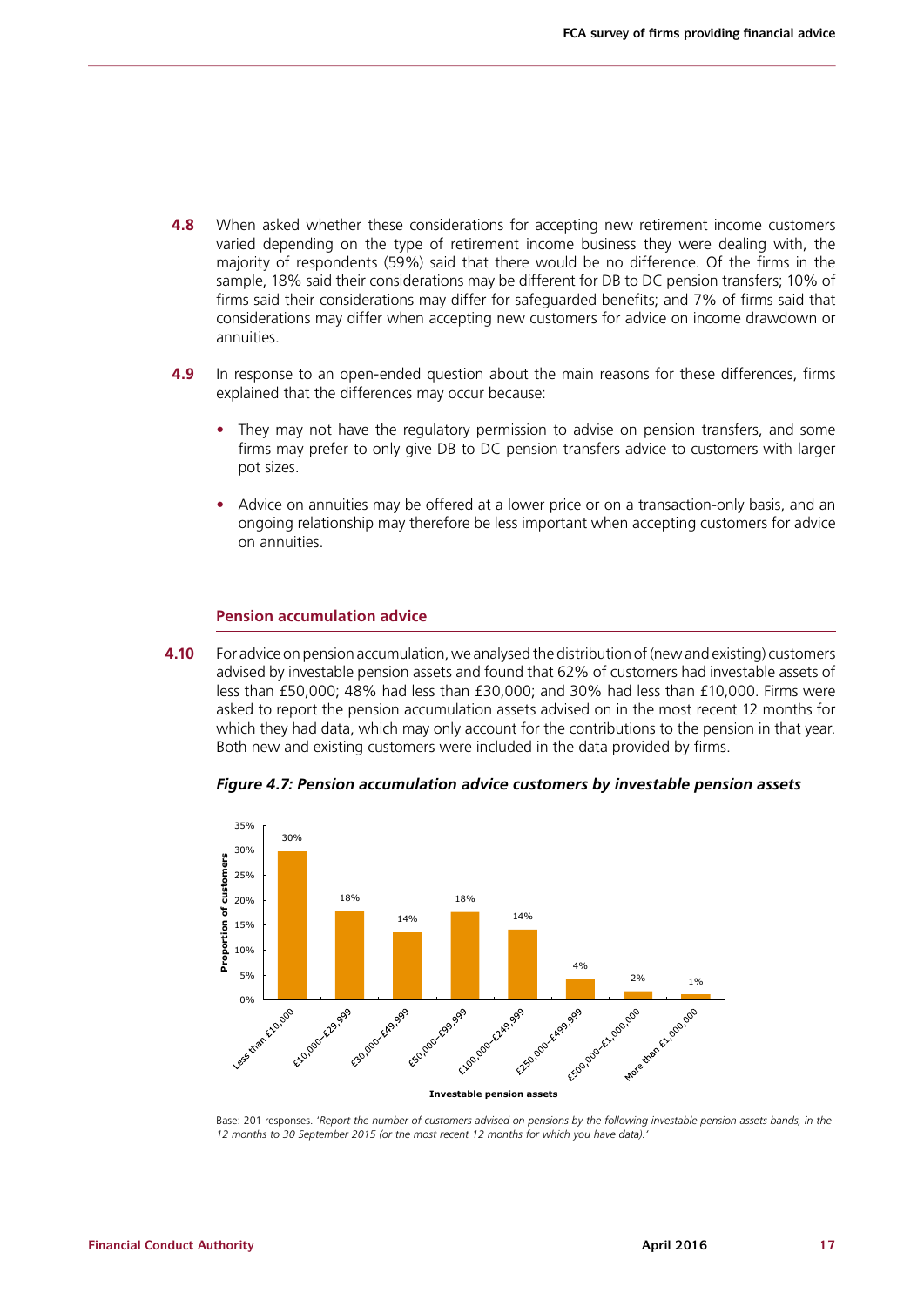**4.8** When asked whether these considerations for accepting new retirement income customers varied depending on the type of retirement income business they were dealing with, the majority of respondents (59%) said that there would be no difference. Of the firms in the sample, 18% said their considerations may be different for DB to DC pension transfers; 10% of firms said their considerations may differ for safeguarded benefits; and 7% of firms said that considerations may differ when accepting new customers for advice on income drawdown or annuities.

**4.9** In response to an open-ended question about the main reasons for these differences, firms explained that the differences may occur because:

- They may not have the regulatory permission to advise on pension transfers, and some firms may prefer to only give DB to DC pension transfers advice to customers with larger pot sizes.
- Advice on annuities may be offered at a lower price or on a transaction-only basis, and an ongoing relationship may therefore be less important when accepting customers for advice on annuities.

### Pension accumulation advice

**4.10** For advice on pension accumulation, we analysed the distribution of (new and existing) customers advised by investable pension assets and found that 62% of customers had investable assets of less than £50,000; 48% had less than £30,000; and 30% had less than £10,000. Firms were asked to report the pension accumulation assets advised on in the most recent 12 months for which they had data, which may only account for the contributions to the pension in that year. Both new and existing customers were included in the data provided by firms.

***Figure 4.7: Pension accumulation advice customers by investable pension assets***

| Investable pension assets | Proportion of customers |
|---|---|
| Less than £10,000 | 30% |
| £10,000–£29,999 | 18% |
| £30,000–£49,999 | 14% |
| £50,000–£99,999 | 18% |
| £100,000–£249,999 | 14% |
| £250,000–£499,999 | 4% |
| £500,000–£1,000,000 | 2% |
| More than £1,000,000 | 1% |

Base: 201 responses. *'Report the number of customers advised on pensions by the following investable pension assets bands, in the 12 months to 30 September 2015 (or the most recent 12 months for which you have data).'*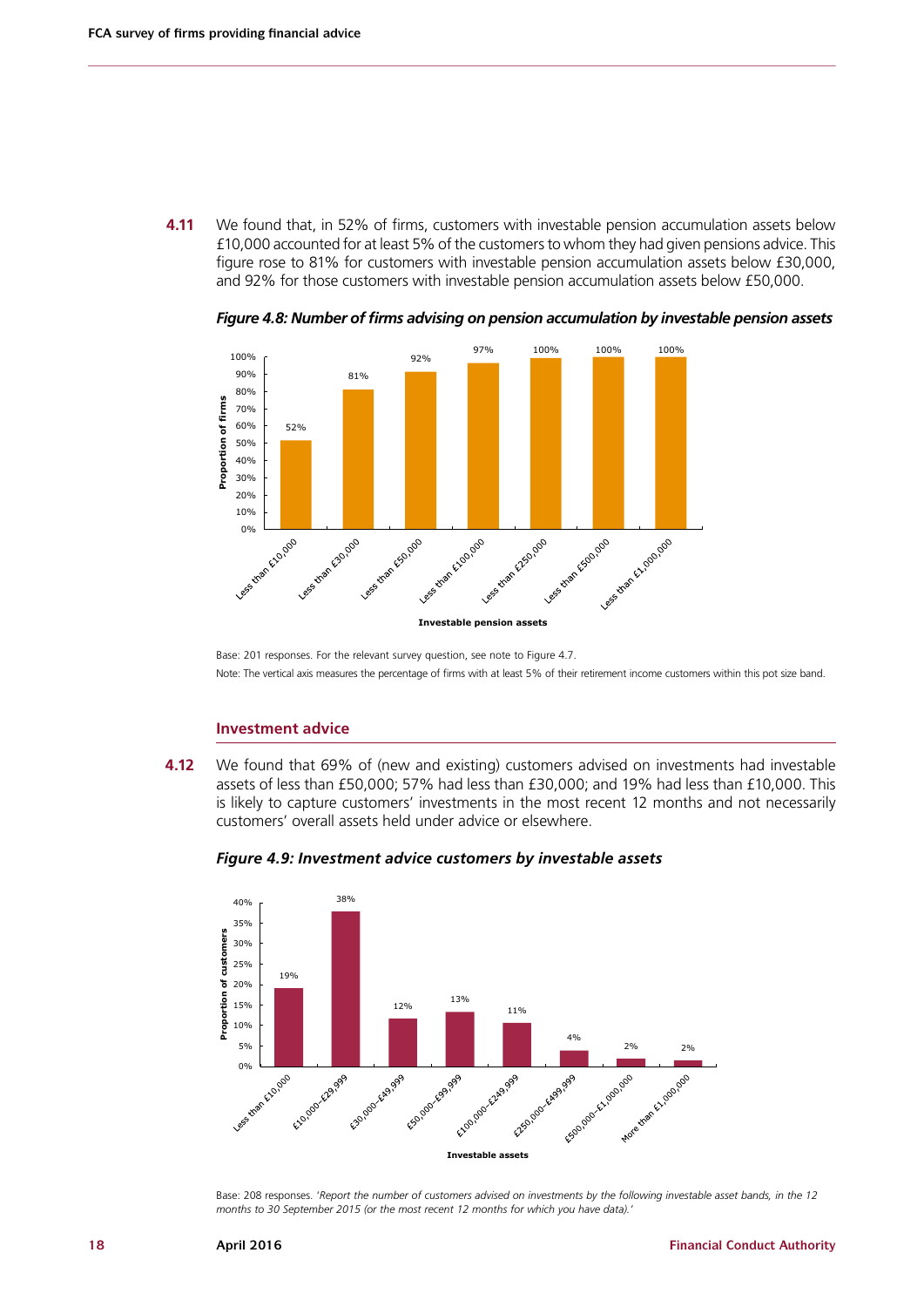**4.11** We found that, in 52% of firms, customers with investable pension accumulation assets below £10,000 accounted for at least 5% of the customers to whom they had given pensions advice. This figure rose to 81% for customers with investable pension accumulation assets below £30,000, and 92% for those customers with investable pension accumulation assets below £50,000.

***Figure 4.8: Number of firms advising on pension accumulation by investable pension assets***

| Investable pension assets | Proportion of firms |
|---|---|
| Less than £10,000 | 52% |
| Less than £30,000 | 81% |
| Less than £50,000 | 92% |
| Less than £100,000 | 97% |
| Less than £250,000 | 100% |
| Less than £500,000 | 100% |
| Less than £1,000,000 | 100% |

Base: 201 responses. For the relevant survey question, see note to Figure 4.7.

Note: The vertical axis measures the percentage of firms with at least 5% of their retirement income customers within this pot size band.

## Investment advice

**4.12** We found that 69% of (new and existing) customers advised on investments had investable assets of less than £50,000; 57% had less than £30,000; and 19% had less than £10,000. This is likely to capture customers' investments in the most recent 12 months and not necessarily customers' overall assets held under advice or elsewhere.

***Figure 4.9: Investment advice customers by investable assets***

| Investable assets | Proportion of customers |
|---|---|
| Less than £10,000 | 19% |
| £10,000–£29,999 | 38% |
| £30,000–£49,999 | 12% |
| £50,000–£99,999 | 13% |
| £100,000–£249,999 | 11% |
| £250,000–£499,999 | 4% |
| £500,000–£1,000,000 | 2% |
| More than £1,000,000 | 2% |

Base: 208 responses. '*Report the number of customers advised on investments by the following investable asset bands, in the 12 months to 30 September 2015 (or the most recent 12 months for which you have data).*'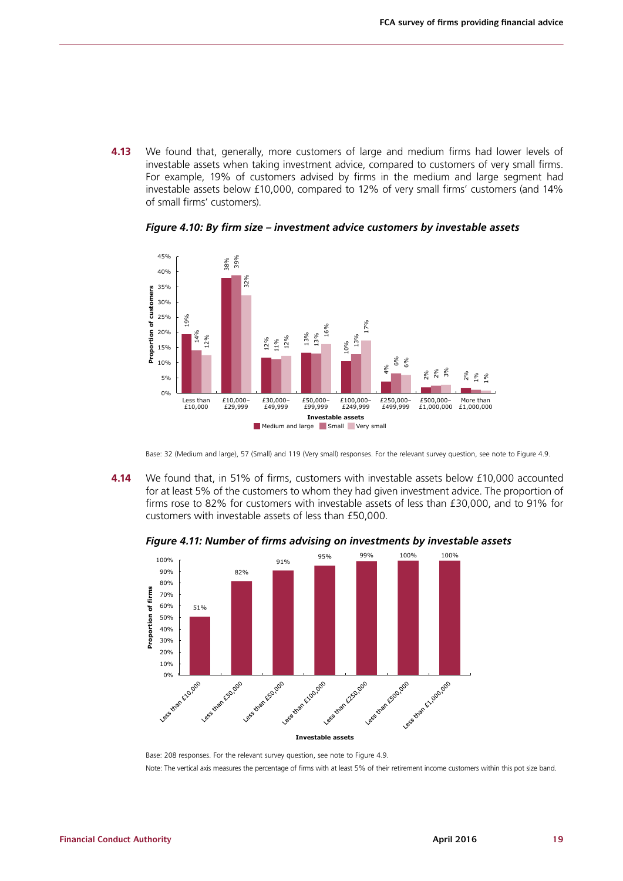**4.13** We found that, generally, more customers of large and medium firms had lower levels of investable assets when taking investment advice, compared to customers of very small firms. For example, 19% of customers advised by firms in the medium and large segment had investable assets below £10,000, compared to 12% of very small firms' customers (and 14% of small firms' customers).

*Figure 4.10: By firm size – investment advice customers by investable assets*

| Investable assets | Medium and large | Small | Very small |
|---|---|---|---|
| Less than £10,000 | 19% | 14% | 12% |
| £10,000–£29,999 | 38% | 39% | 32% |
| £30,000–£49,999 | 12% | 11% | 12% |
| £50,000–£99,999 | 13% | 13% | 16% |
| £100,000–£249,999 | 10% | 13% | 17% |
| £250,000–£499,999 | 4% | 6% | 6% |
| £500,000–£1,000,000 | 2% | 2% | 3% |
| More than £1,000,000 | 2% | 1% | 1% |

Base: 32 (Medium and large), 57 (Small) and 119 (Very small) responses. For the relevant survey question, see note to Figure 4.9.

**4.14** We found that, in 51% of firms, customers with investable assets below £10,000 accounted for at least 5% of the customers to whom they had given investment advice. The proportion of firms rose to 82% for customers with investable assets of less than £30,000, and to 91% for customers with investable assets of less than £50,000.

*Figure 4.11: Number of firms advising on investments by investable assets*

| Investable assets | Proportion of firms |
|---|---|
| Less than £10,000 | 51% |
| Less than £30,000 | 82% |
| Less than £50,000 | 91% |
| Less than £100,000 | 95% |
| Less than £250,000 | 99% |
| Less than £500,000 | 100% |
| Less than £1,000,000 | 100% |

Base: 208 responses. For the relevant survey question, see note to Figure 4.9.

Note: The vertical axis measures the percentage of firms with at least 5% of their retirement income customers within this pot size band.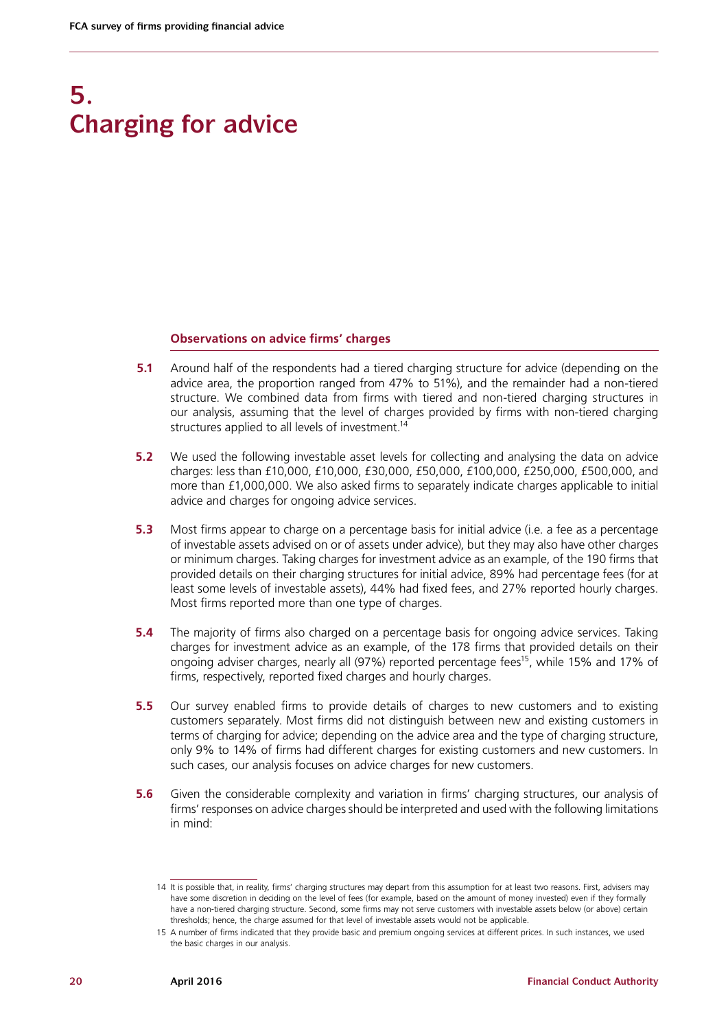# 5. Charging for advice

### Observations on advice firms' charges

**5.1** Around half of the respondents had a tiered charging structure for advice (depending on the advice area, the proportion ranged from 47% to 51%), and the remainder had a non-tiered structure. We combined data from firms with tiered and non-tiered charging structures in our analysis, assuming that the level of charges provided by firms with non-tiered charging structures applied to all levels of investment.[14]

**5.2** We used the following investable asset levels for collecting and analysing the data on advice charges: less than £10,000, £10,000, £30,000, £50,000, £100,000, £250,000, £500,000, and more than £1,000,000. We also asked firms to separately indicate charges applicable to initial advice and charges for ongoing advice services.

**5.3** Most firms appear to charge on a percentage basis for initial advice (i.e. a fee as a percentage of investable assets advised on or of assets under advice), but they may also have other charges or minimum charges. Taking charges for investment advice as an example, of the 190 firms that provided details on their charging structures for initial advice, 89% had percentage fees (for at least some levels of investable assets), 44% had fixed fees, and 27% reported hourly charges. Most firms reported more than one type of charges.

**5.4** The majority of firms also charged on a percentage basis for ongoing advice services. Taking charges for investment advice as an example, of the 178 firms that provided details on their ongoing adviser charges, nearly all (97%) reported percentage fees[15], while 15% and 17% of firms, respectively, reported fixed charges and hourly charges.

**5.5** Our survey enabled firms to provide details of charges to new customers and to existing customers separately. Most firms did not distinguish between new and existing customers in terms of charging for advice; depending on the advice area and the type of charging structure, only 9% to 14% of firms had different charges for existing customers and new customers. In such cases, our analysis focuses on advice charges for new customers.

**5.6** Given the considerable complexity and variation in firms' charging structures, our analysis of firms' responses on advice charges should be interpreted and used with the following limitations in mind:

---

14 It is possible that, in reality, firms' charging structures may depart from this assumption for at least two reasons. First, advisers may have some discretion in deciding on the level of fees (for example, based on the amount of money invested) even if they formally have a non-tiered charging structure. Second, some firms may not serve customers with investable assets below (or above) certain thresholds; hence, the charge assumed for that level of investable assets would not be applicable.

15 A number of firms indicated that they provide basic and premium ongoing services at different prices. In such instances, we used the basic charges in our analysis.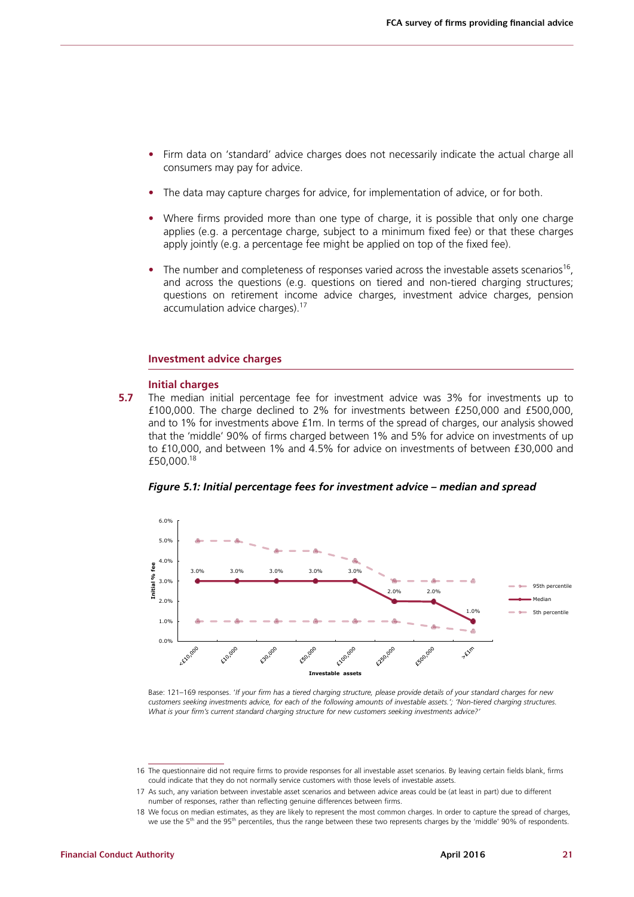- Firm data on 'standard' advice charges does not necessarily indicate the actual charge all consumers may pay for advice.

- The data may capture charges for advice, for implementation of advice, or for both.

- Where firms provided more than one type of charge, it is possible that only one charge applies (e.g. a percentage charge, subject to a minimum fixed fee) or that these charges apply jointly (e.g. a percentage fee might be applied on top of the fixed fee).

- The number and completeness of responses varied across the investable assets scenarios[16], and across the questions (e.g. questions on tiered and non-tiered charging structures; questions on retirement income advice charges, investment advice charges, pension accumulation advice charges).[17]

## Investment advice charges

### Initial charges

**5.7** The median initial percentage fee for investment advice was 3% for investments up to £100,000. The charge declined to 2% for investments between £250,000 and £500,000, and to 1% for investments above £1m. In terms of the spread of charges, our analysis showed that the 'middle' 90% of firms charged between 1% and 5% for advice on investments of up to £10,000, and between 1% and 4.5% for advice on investments of between £30,000 and £50,000.[18]

***Figure 5.1: Initial percentage fees for investment advice – median and spread***

| Investable assets | 95th percentile | Median | 5th percentile |
|---|---|---|---|
| <£10,000 | 5.0% | 3.0% | 1.0% |
| £10,000 | 5.0% | 3.0% | 1.0% |
| £30,000 | 4.5% | 3.0% | 1.0% |
| £50,000 | 4.5% | 3.0% | 1.0% |
| £100,000 | 4.0% | 3.0% | 1.0% |
| £250,000 | 3.0% | 2.0% | 1.0% |
| £500,000 | 3.0% | 2.0% | 0.7% |
| >£1m | 3.0% | 1.0% | 0.5% |

Base: 121–169 responses. '*If your firm has a tiered charging structure, please provide details of your standard charges for new customers seeking investments advice, for each of the following amounts of investable assets.*'; '*Non-tiered charging structures. What is your firm's current standard charging structure for new customers seeking investments advice?*'

---

16 The questionnaire did not require firms to provide responses for all investable asset scenarios. By leaving certain fields blank, firms could indicate that they do not normally service customers with those levels of investable assets.

17 As such, any variation between investable asset scenarios and between advice areas could be (at least in part) due to different number of responses, rather than reflecting genuine differences between firms.

18 We focus on median estimates, as they are likely to represent the most common charges. In order to capture the spread of charges, we use the 5th and the 95th percentiles, thus the range between these two represents charges by the 'middle' 90% of respondents.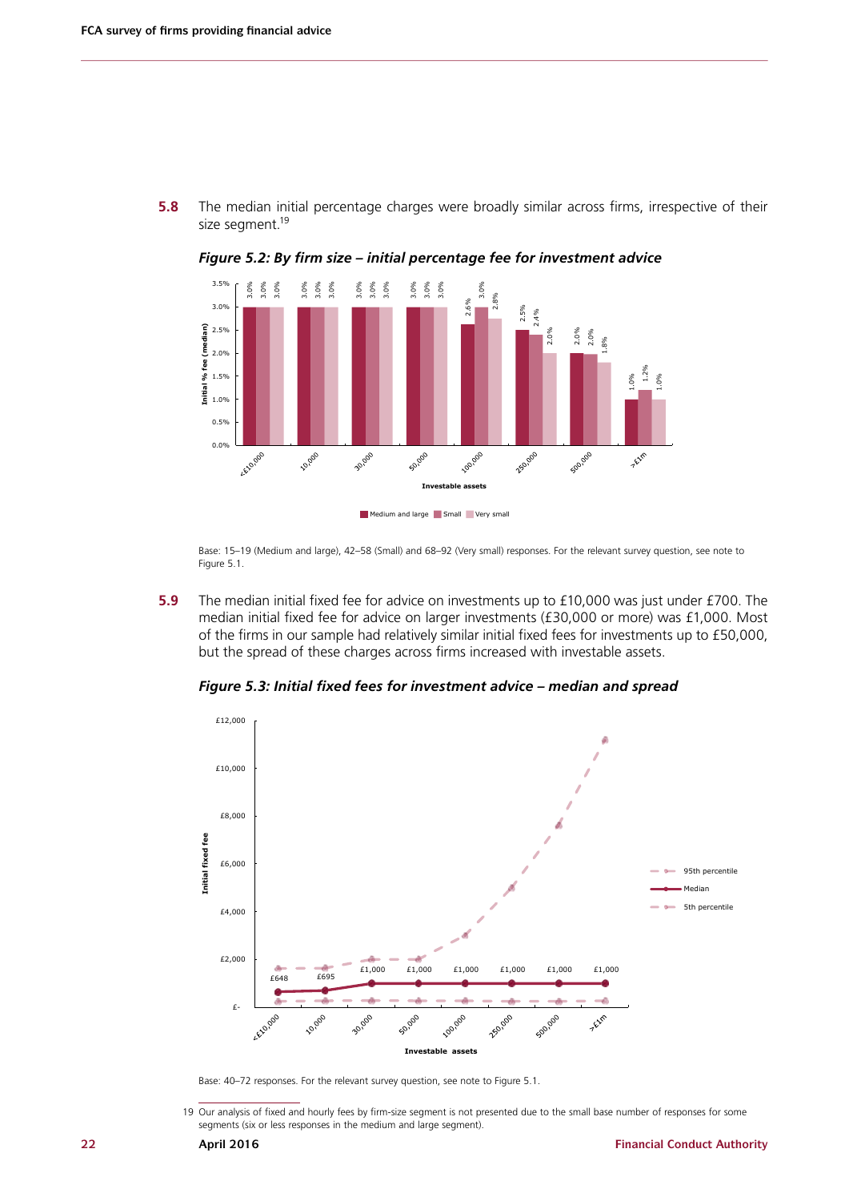**5.8** The median initial percentage charges were broadly similar across firms, irrespective of their size segment.[19]

***Figure 5.2: By firm size – initial percentage fee for investment advice***

| Investable assets | Medium and large | Small | Very small |
|---|---|---|---|
| <£10,000 | 3.0% | 3.0% | 3.0% |
| 10,000 | 3.0% | 3.0% | 3.0% |
| 30,000 | 3.0% | 3.0% | 3.0% |
| 50,000 | 3.0% | 3.0% | 3.0% |
| 100,000 | 2.6% | 3.0% | 2.8% |
| 250,000 | 2.5% | 2.4% | 2.0% |
| 500,000 | 2.0% | 2.0% | 1.8% |
| >£1m | 1.0% | 1.2% | 1.0% |

Base: 15–19 (Medium and large), 42–58 (Small) and 68–92 (Very small) responses. For the relevant survey question, see note to Figure 5.1.

**5.9** The median initial fixed fee for advice on investments up to £10,000 was just under £700. The median initial fixed fee for advice on larger investments (£30,000 or more) was £1,000. Most of the firms in our sample had relatively similar initial fixed fees for investments up to £50,000, but the spread of these charges across firms increased with investable assets.

***Figure 5.3: Initial fixed fees for investment advice – median and spread***

| Investable assets | Median |
|---|---|
| <£10,000 | £648 |
| 10,000 | £695 |
| 30,000 | £1,000 |
| 50,000 | £1,000 |
| 100,000 | £1,000 |
| 250,000 | £1,000 |
| 500,000 | £1,000 |
| >£1m | £1,000 |

Base: 40–72 responses. For the relevant survey question, see note to Figure 5.1.

19 Our analysis of fixed and hourly fees by firm-size segment is not presented due to the small base number of responses for some segments (six or less responses in the medium and large segment).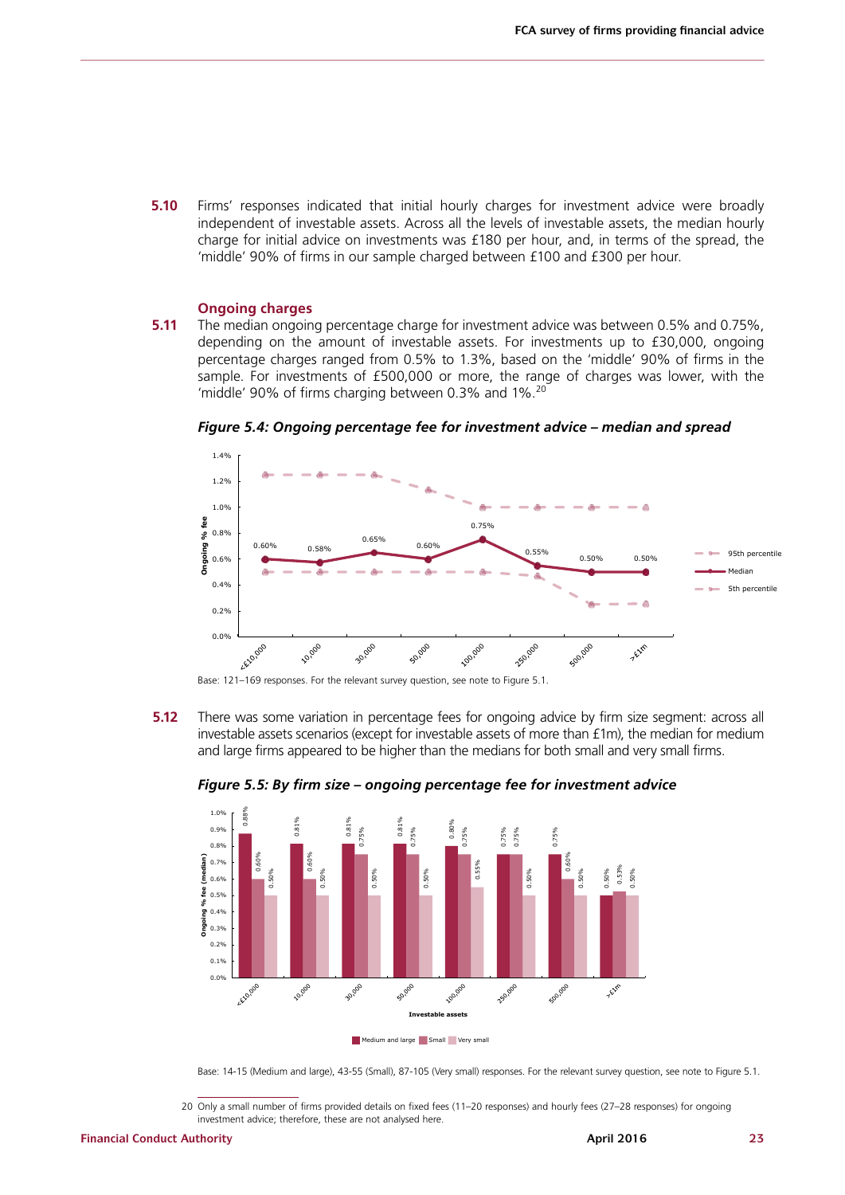**5.10** Firms' responses indicated that initial hourly charges for investment advice were broadly independent of investable assets. Across all the levels of investable assets, the median hourly charge for initial advice on investments was £180 per hour, and, in terms of the spread, the 'middle' 90% of firms in our sample charged between £100 and £300 per hour.

### Ongoing charges

**5.11** The median ongoing percentage charge for investment advice was between 0.5% and 0.75%, depending on the amount of investable assets. For investments up to £30,000, ongoing percentage charges ranged from 0.5% to 1.3%, based on the 'middle' 90% of firms in the sample. For investments of £500,000 or more, the range of charges was lower, with the 'middle' 90% of firms charging between 0.3% and 1%.[20]

***Figure 5.4: Ongoing percentage fee for investment advice – median and spread***

| Investable assets | <£10,000 | 10,000 | 30,000 | 50,000 | 100,000 | 250,000 | 500,000 | >£1m |
|---|---|---|---|---|---|---|---|---|
| Median | 0.60% | 0.58% | 0.65% | 0.60% | 0.75% | 0.55% | 0.50% | 0.50% |

Base: 121–169 responses. For the relevant survey question, see note to Figure 5.1.

**5.12** There was some variation in percentage fees for ongoing advice by firm size segment: across all investable assets scenarios (except for investable assets of more than £1m), the median for medium and large firms appeared to be higher than the medians for both small and very small firms.

***Figure 5.5: By firm size – ongoing percentage fee for investment advice***

| Investable assets | Medium and large | Small | Very small |
|---|---|---|---|
| <£10,000 | 0.88% | 0.60% | 0.50% |
| 10,000 | 0.81% | 0.60% | 0.50% |
| 30,000 | 0.81% | 0.75% | 0.50% |
| 50,000 | 0.81% | 0.75% | 0.50% |
| 100,000 | 0.80% | 0.75% | 0.55% |
| 250,000 | 0.75% | 0.75% | 0.50% |
| 500,000 | 0.75% | 0.60% | 0.50% |
| >£1m | 0.50% | 0.53% | 0.50% |

Base: 14-15 (Medium and large), 43-55 (Small), 87-105 (Very small) responses. For the relevant survey question, see note to Figure 5.1.

[20] Only a small number of firms provided details on fixed fees (11–20 responses) and hourly fees (27–28 responses) for ongoing investment advice; therefore, these are not analysed here.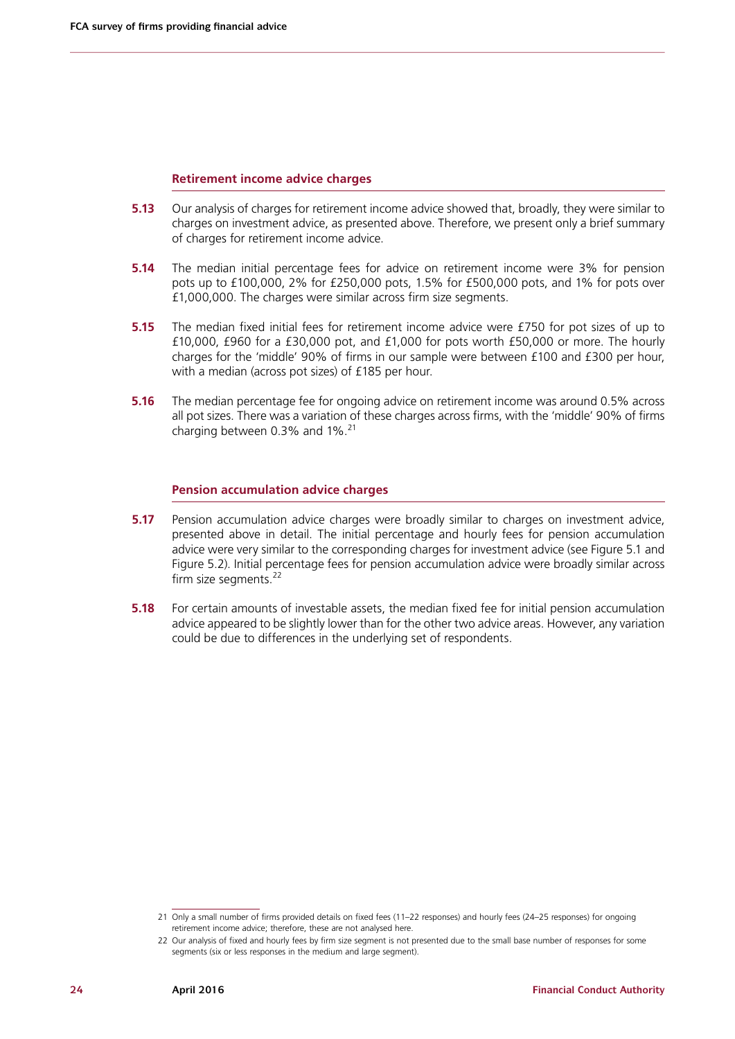### Retirement income advice charges

**5.13** Our analysis of charges for retirement income advice showed that, broadly, they were similar to charges on investment advice, as presented above. Therefore, we present only a brief summary of charges for retirement income advice.

**5.14** The median initial percentage fees for advice on retirement income were 3% for pension pots up to £100,000, 2% for £250,000 pots, 1.5% for £500,000 pots, and 1% for pots over £1,000,000. The charges were similar across firm size segments.

**5.15** The median fixed initial fees for retirement income advice were £750 for pot sizes of up to £10,000, £960 for a £30,000 pot, and £1,000 for pots worth £50,000 or more. The hourly charges for the 'middle' 90% of firms in our sample were between £100 and £300 per hour, with a median (across pot sizes) of £185 per hour.

**5.16** The median percentage fee for ongoing advice on retirement income was around 0.5% across all pot sizes. There was a variation of these charges across firms, with the 'middle' 90% of firms charging between 0.3% and 1%.[21]

### Pension accumulation advice charges

**5.17** Pension accumulation advice charges were broadly similar to charges on investment advice, presented above in detail. The initial percentage and hourly fees for pension accumulation advice were very similar to the corresponding charges for investment advice (see Figure 5.1 and Figure 5.2). Initial percentage fees for pension accumulation advice were broadly similar across firm size segments.[22]

**5.18** For certain amounts of investable assets, the median fixed fee for initial pension accumulation advice appeared to be slightly lower than for the other two advice areas. However, any variation could be due to differences in the underlying set of respondents.

---

21 Only a small number of firms provided details on fixed fees (11–22 responses) and hourly fees (24–25 responses) for ongoing retirement income advice; therefore, these are not analysed here.

22 Our analysis of fixed and hourly fees by firm size segment is not presented due to the small base number of responses for some segments (six or less responses in the medium and large segment).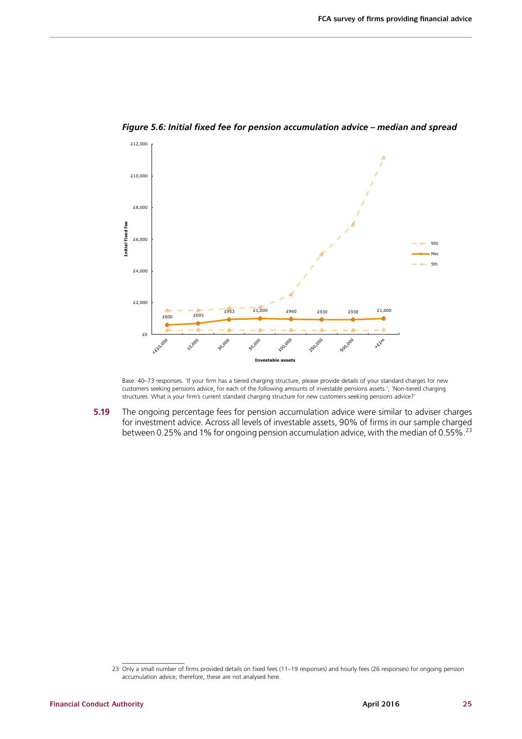*Figure 5.6: Initial fixed fee for pension accumulation advice – median and spread*

Base: 40–73 responses. 'If your firm has a tiered charging structure, please provide details of your standard charges for new customers seeking pensions advice, for each of the following amounts of investable pensions assets.'; 'Non-tiered charging structures. What is your firm's current standard charging structure for new customers seeking pensions advice?'

**5.19** The ongoing percentage fees for pension accumulation advice were similar to adviser charges for investment advice. Across all levels of investable assets, 90% of firms in our sample charged between 0.25% and 1% for ongoing pension accumulation advice, with the median of 0.55%.[23]

23 Only a small number of firms provided details on fixed fees (11–19 responses) and hourly fees (26 responses) for ongoing pension accumulation advice; therefore, these are not analysed here.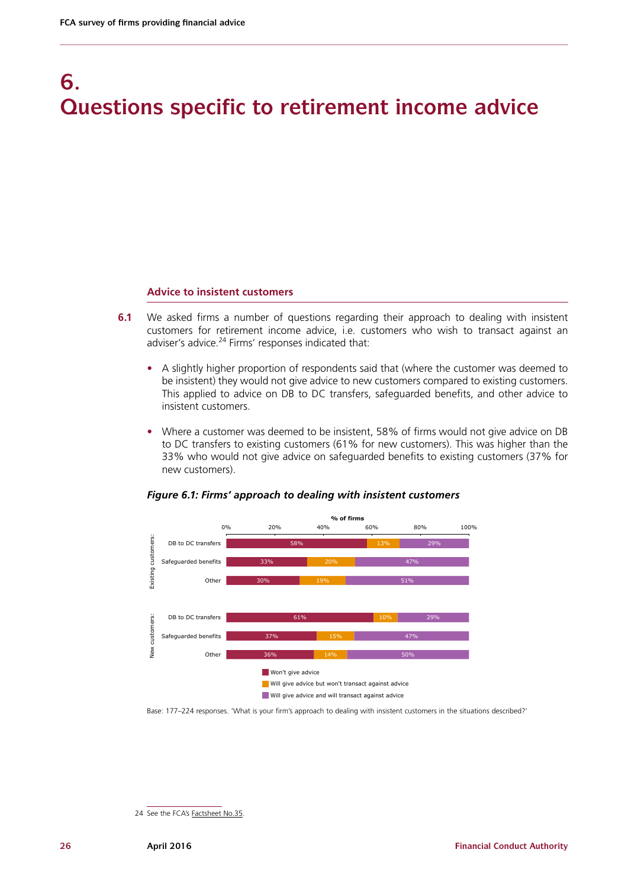# 6. Questions specific to retirement income advice

### Advice to insistent customers

**6.1** We asked firms a number of questions regarding their approach to dealing with insistent customers for retirement income advice, i.e. customers who wish to transact against an adviser's advice.[24] Firms' responses indicated that:

- A slightly higher proportion of respondents said that (where the customer was deemed to be insistent) they would not give advice to new customers compared to existing customers. This applied to advice on DB to DC transfers, safeguarded benefits, and other advice to insistent customers.
- Where a customer was deemed to be insistent, 58% of firms would not give advice on DB to DC transfers to existing customers (61% for new customers). This was higher than the 33% who would not give advice on safeguarded benefits to existing customers (37% for new customers).

***Figure 6.1: Firms' approach to dealing with insistent customers***

| | | Won't give advice | Will give advice but won't transact against advice | Will give advice and will transact against advice |
|---|---|---|---|---|
| Existing customers: | DB to DC transfers | 58% | 13% | 29% |
| | Safeguarded benefits | 33% | 20% | 47% |
| | Other | 30% | 19% | 51% |
| New customers: | DB to DC transfers | 61% | 10% | 29% |
| | Safeguarded benefits | 37% | 15% | 47% |
| | Other | 36% | 14% | 50% |

Base: 177–224 responses. 'What is your firm's approach to dealing with insistent customers in the situations described?'

24 See the FCA's Factsheet No.35.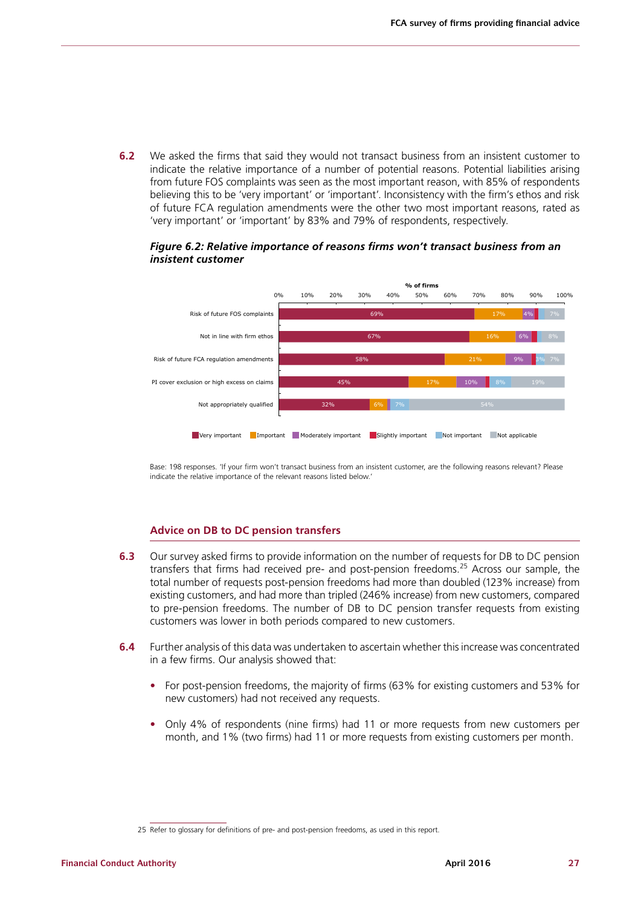**6.2** We asked the firms that said they would not transact business from an insistent customer to indicate the relative importance of a number of potential reasons. Potential liabilities arising from future FOS complaints was seen as the most important reason, with 85% of respondents believing this to be 'very important' or 'important'. Inconsistency with the firm's ethos and risk of future FCA regulation amendments were the other two most important reasons, rated as 'very important' or 'important' by 83% and 79% of respondents, respectively.

***Figure 6.2: Relative importance of reasons firms won't transact business from an insistent customer***

| % of firms | Very important | Important | Moderately important | Slightly important | Not important | Not applicable |
|---|---|---|---|---|---|---|
| Risk of future FOS complaints | 69% | 17% | 4% | | | 7% |
| Not in line with firm ethos | 67% | 16% | 6% | | | 8% |
| Risk of future FCA regulation amendments | 58% | 21% | 9% | | 3% | 7% |
| PI cover exclusion or high excess on claims | 45% | 17% | 10% | | 8% | 19% |
| Not appropriately qualified | 32% | 6% | | | 7% | 54% |

Base: 198 responses. 'If your firm won't transact business from an insistent customer, are the following reasons relevant? Please indicate the relative importance of the relevant reasons listed below.'

### Advice on DB to DC pension transfers

**6.3** Our survey asked firms to provide information on the number of requests for DB to DC pension transfers that firms had received pre- and post-pension freedoms.[25] Across our sample, the total number of requests post-pension freedoms had more than doubled (123% increase) from existing customers, and had more than tripled (246% increase) from new customers, compared to pre-pension freedoms. The number of DB to DC pension transfer requests from existing customers was lower in both periods compared to new customers.

**6.4** Further analysis of this data was undertaken to ascertain whether this increase was concentrated in a few firms. Our analysis showed that:

- For post-pension freedoms, the majority of firms (63% for existing customers and 53% for new customers) had not received any requests.
- Only 4% of respondents (nine firms) had 11 or more requests from new customers per month, and 1% (two firms) had 11 or more requests from existing customers per month.

25 Refer to glossary for definitions of pre- and post-pension freedoms, as used in this report.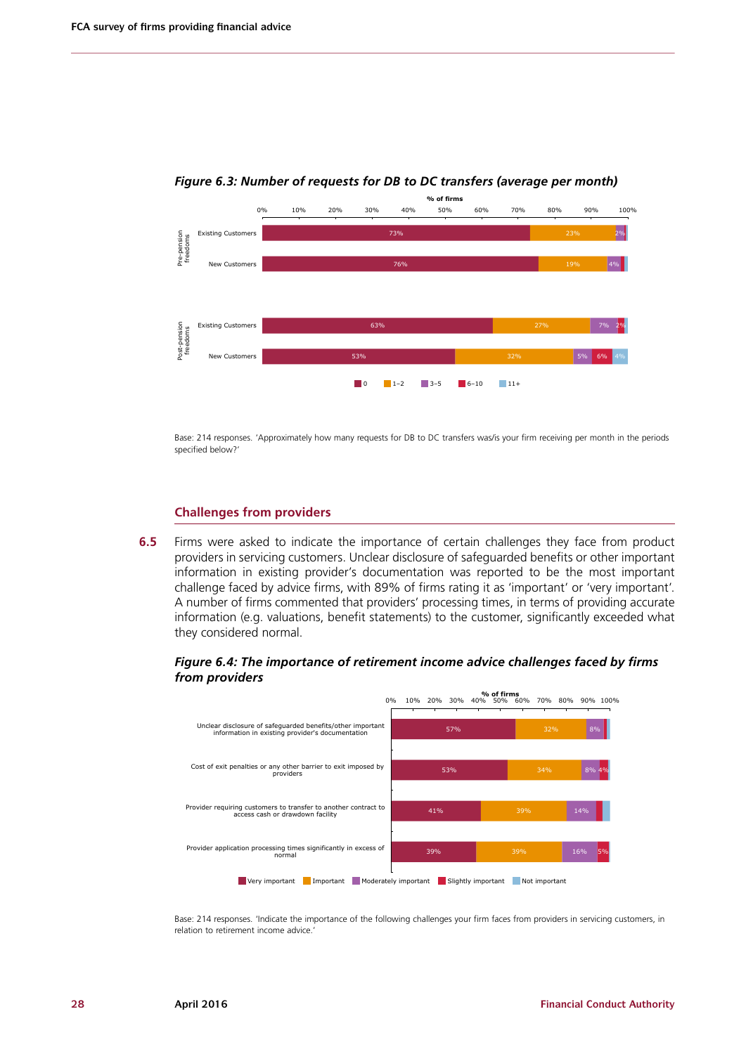*Figure 6.3: Number of requests for DB to DC transfers (average per month)*

| | | 0 | 1–2 | 3–5 | 6–10 | 11+ |
|---|---|---|---|---|---|---|
| Pre-pension freedoms | Existing Customers | 73% | 23% | 2% | | |
| | New Customers | 76% | 19% | 4% | | |
| Post-pension freedoms | Existing Customers | 63% | 27% | 7% | 2% | |
| | New Customers | 53% | 32% | 5% | 6% | 4% |

Base: 214 responses. 'Approximately how many requests for DB to DC transfers was/is your firm receiving per month in the periods specified below?'

## Challenges from providers

**6.5** Firms were asked to indicate the importance of certain challenges they face from product providers in servicing customers. Unclear disclosure of safeguarded benefits or other important information in existing provider's documentation was reported to be the most important challenge faced by advice firms, with 89% of firms rating it as 'important' or 'very important'. A number of firms commented that providers' processing times, in terms of providing accurate information (e.g. valuations, benefit statements) to the customer, significantly exceeded what they considered normal.

*Figure 6.4: The importance of retirement income advice challenges faced by firms from providers*

| | Very important | Important | Moderately important | Slightly important | Not important |
|---|---|---|---|---|---|
| Unclear disclosure of safeguarded benefits/other important information in existing provider's documentation | 57% | 32% | 8% | | |
| Cost of exit penalties or any other barrier to exit imposed by providers | 53% | 34% | 8% | 4% | |
| Provider requiring customers to transfer to another contract to access cash or drawdown facility | 41% | 39% | 14% | | |
| Provider application processing times significantly in excess of normal | 39% | 39% | 16% | 5% | |

Base: 214 responses. 'Indicate the importance of the following challenges your firm faces from providers in servicing customers, in relation to retirement income advice.'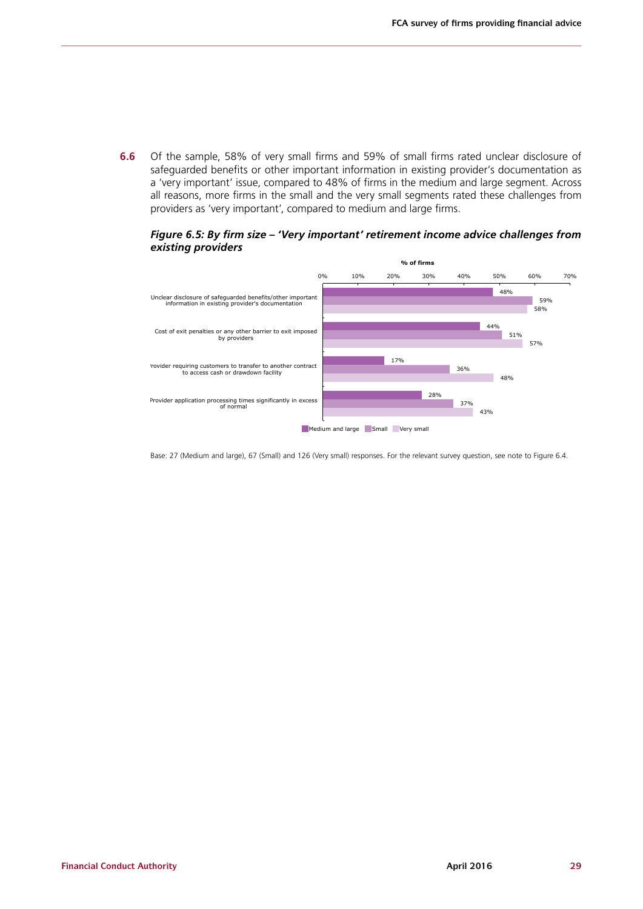**6.6** Of the sample, 58% of very small firms and 59% of small firms rated unclear disclosure of safeguarded benefits or other important information in existing provider's documentation as a 'very important' issue, compared to 48% of firms in the medium and large segment. Across all reasons, more firms in the small and the very small segments rated these challenges from providers as 'very important', compared to medium and large firms.

***Figure 6.5: By firm size – 'Very important' retirement income advice challenges from existing providers***

| % of firms | Medium and large | Small | Very small |
|---|---|---|---|
| Unclear disclosure of safeguarded benefits/other important information in existing provider's documentation | 48% | 59% | 58% |
| Cost of exit penalties or any other barrier to exit imposed by providers | 44% | 51% | 57% |
| Provider requiring customers to transfer to another contract to access cash or drawdown facility | 17% | 36% | 48% |
| Provider application processing times significantly in excess of normal | 28% | 37% | 43% |

Base: 27 (Medium and large), 67 (Small) and 126 (Very small) responses. For the relevant survey question, see note to Figure 6.4.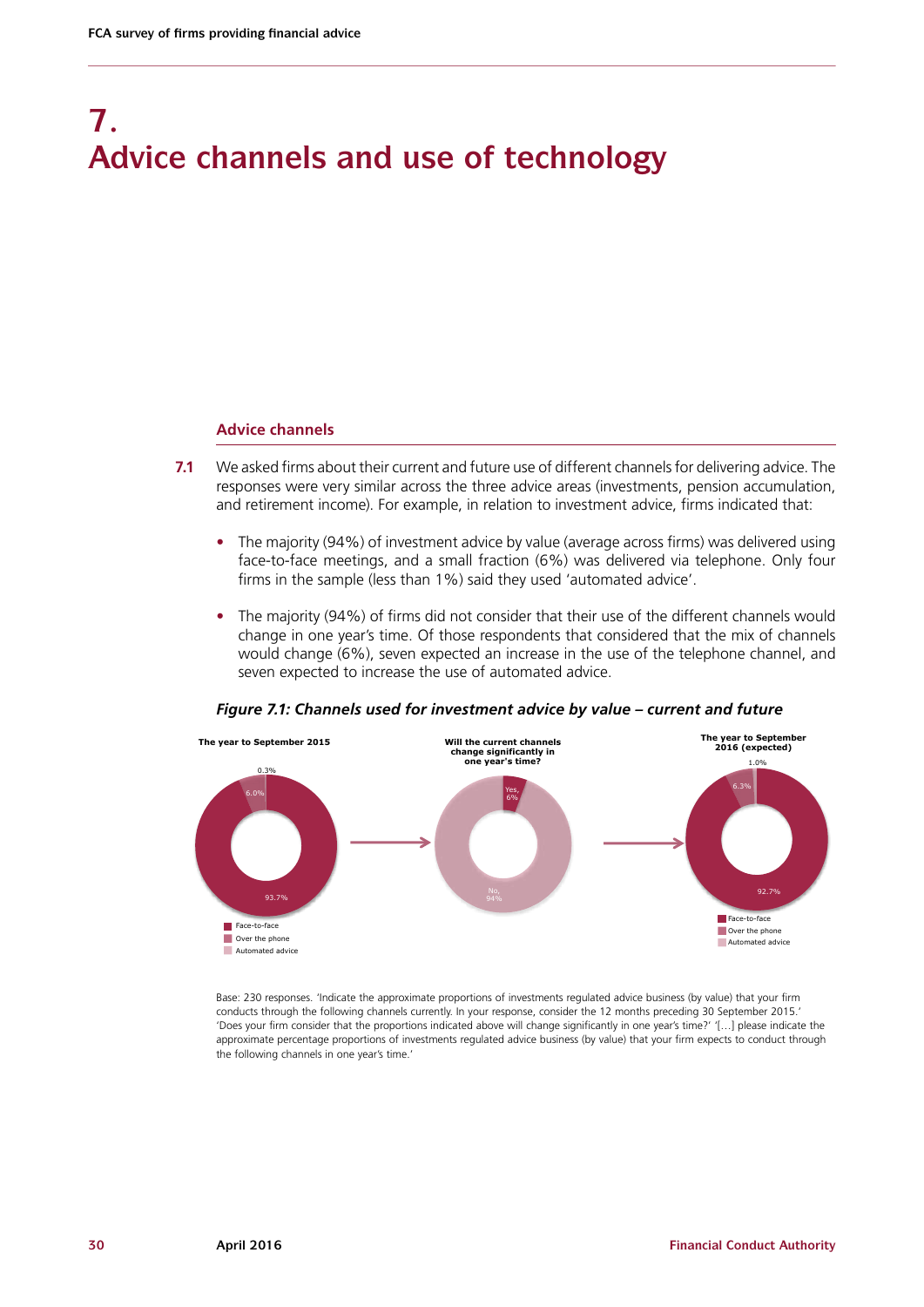# 7. Advice channels and use of technology

## Advice channels

**7.1** We asked firms about their current and future use of different channels for delivering advice. The responses were very similar across the three advice areas (investments, pension accumulation, and retirement income). For example, in relation to investment advice, firms indicated that:

- The majority (94%) of investment advice by value (average across firms) was delivered using face-to-face meetings, and a small fraction (6%) was delivered via telephone. Only four firms in the sample (less than 1%) said they used 'automated advice'.
- The majority (94%) of firms did not consider that their use of the different channels would change in one year's time. Of those respondents that considered that the mix of channels would change (6%), seven expected an increase in the use of the telephone channel, and seven expected to increase the use of automated advice.

***Figure 7.1: Channels used for investment advice by value – current and future***

**The year to September 2015**

- Face-to-face: 93.7%
- Over the phone: 6.0%
- Automated advice: 0.3%

**Will the current channels change significantly in one year's time?**

- Yes, 6%
- No, 94%

**The year to September 2016 (expected)**

- Face-to-face: 92.7%
- Over the phone: 6.3%
- Automated advice: 1.0%

Base: 230 responses. 'Indicate the approximate proportions of investments regulated advice business (by value) that your firm conducts through the following channels currently. In your response, consider the 12 months preceding 30 September 2015.' 'Does your firm consider that the proportions indicated above will change significantly in one year's time?' '[…] please indicate the approximate percentage proportions of investments regulated advice business (by value) that your firm expects to conduct through the following channels in one year's time.'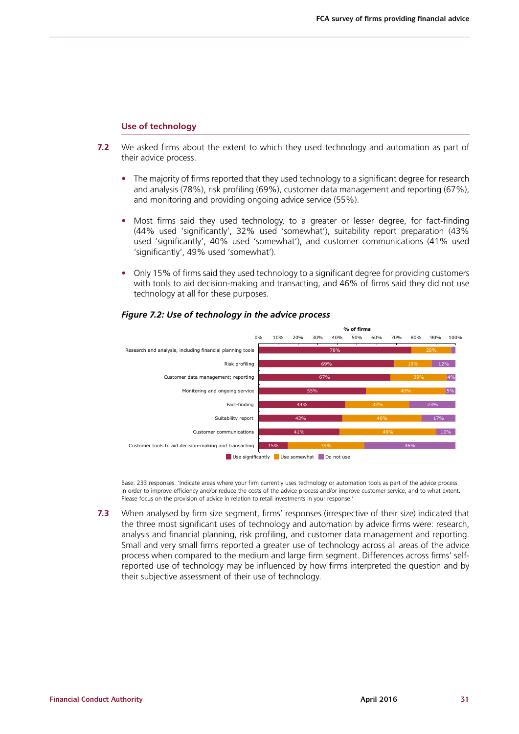## Use of technology

**7.2** We asked firms about the extent to which they used technology and automation as part of their advice process.

- The majority of firms reported that they used technology to a significant degree for research and analysis (78%), risk profiling (69%), customer data management and reporting (67%), and monitoring and providing ongoing advice service (55%).
- Most firms said they used technology, to a greater or lesser degree, for fact-finding (44% used 'significantly', 32% used 'somewhat'), suitability report preparation (43% used 'significantly', 40% used 'somewhat'), and customer communications (41% used 'significantly', 49% used 'somewhat').
- Only 15% of firms said they used technology to a significant degree for providing customers with tools to aid decision-making and transacting, and 46% of firms said they did not use technology at all for these purposes.

***Figure 7.2: Use of technology in the advice process***

| % of firms | Use significantly | Use somewhat | Do not use |
|---|---|---|---|
| Research and analysis, including financial planning tools | 78% | 20% | |
| Risk profiling | 69% | 19% | 12% |
| Customer data management; reporting | 67% | 29% | 4% |
| Monitoring and ongoing service | 55% | 40% | 5% |
| Fact-finding | 44% | 32% | 23% |
| Suitability report | 43% | 40% | 17% |
| Customer communications | 41% | 49% | 10% |
| Customer tools to aid decision-making and transacting | 15% | 39% | 46% |

Base: 233 responses. 'Indicate areas where your firm currently uses technology or automation tools as part of the advice process in order to improve efficiency and/or reduce the costs of the advice process and/or improve customer service, and to what extent. Please focus on the provision of advice in relation to retail investments in your response.'

**7.3** When analysed by firm size segment, firms' responses (irrespective of their size) indicated that the three most significant uses of technology and automation by advice firms were: research, analysis and financial planning, risk profiling, and customer data management and reporting. Small and very small firms reported a greater use of technology across all areas of the advice process when compared to the medium and large firm segment. Differences across firms' self-reported use of technology may be influenced by how firms interpreted the question and by their subjective assessment of their use of technology.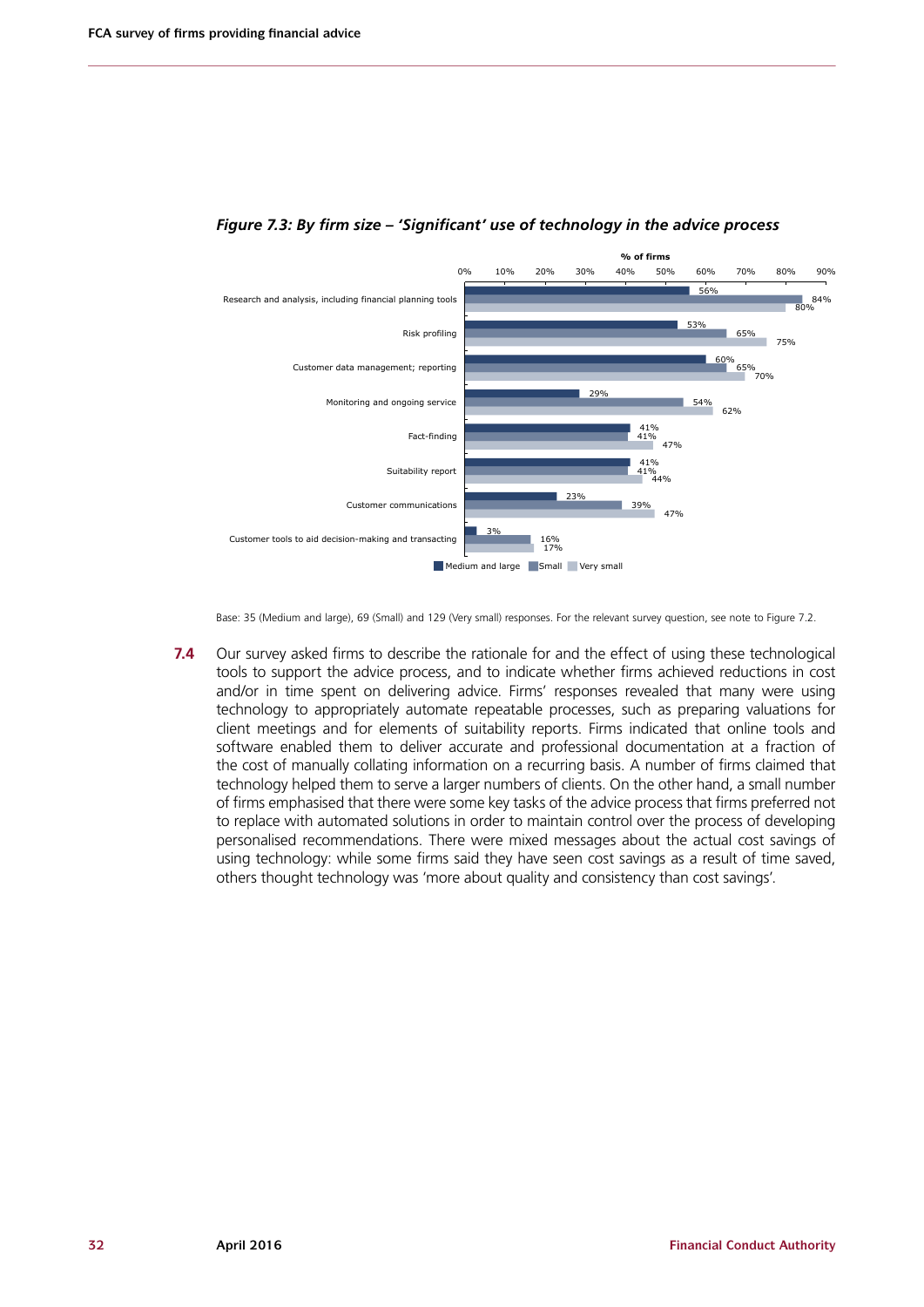*Figure 7.3: By firm size – 'Significant' use of technology in the advice process*

| % of firms | Medium and large | Small | Very small |
| --- | --- | --- | --- |
| Research and analysis, including financial planning tools | 56% | 84% | 80% |
| Risk profiling | 53% | 65% | 75% |
| Customer data management; reporting | 60% | 65% | 70% |
| Monitoring and ongoing service | 29% | 54% | 62% |
| Fact-finding | 41% | 41% | 47% |
| Suitability report | 41% | 41% | 44% |
| Customer communications | 23% | 39% | 47% |
| Customer tools to aid decision-making and transacting | 3% | 16% | 17% |

Base: 35 (Medium and large), 69 (Small) and 129 (Very small) responses. For the relevant survey question, see note to Figure 7.2.

**7.4** Our survey asked firms to describe the rationale for and the effect of using these technological tools to support the advice process, and to indicate whether firms achieved reductions in cost and/or in time spent on delivering advice. Firms' responses revealed that many were using technology to appropriately automate repeatable processes, such as preparing valuations for client meetings and for elements of suitability reports. Firms indicated that online tools and software enabled them to deliver accurate and professional documentation at a fraction of the cost of manually collating information on a recurring basis. A number of firms claimed that technology helped them to serve a larger numbers of clients. On the other hand, a small number of firms emphasised that there were some key tasks of the advice process that firms preferred not to replace with automated solutions in order to maintain control over the process of developing personalised recommendations. There were mixed messages about the actual cost savings of using technology: while some firms said they have seen cost savings as a result of time saved, others thought technology was 'more about quality and consistency than cost savings'.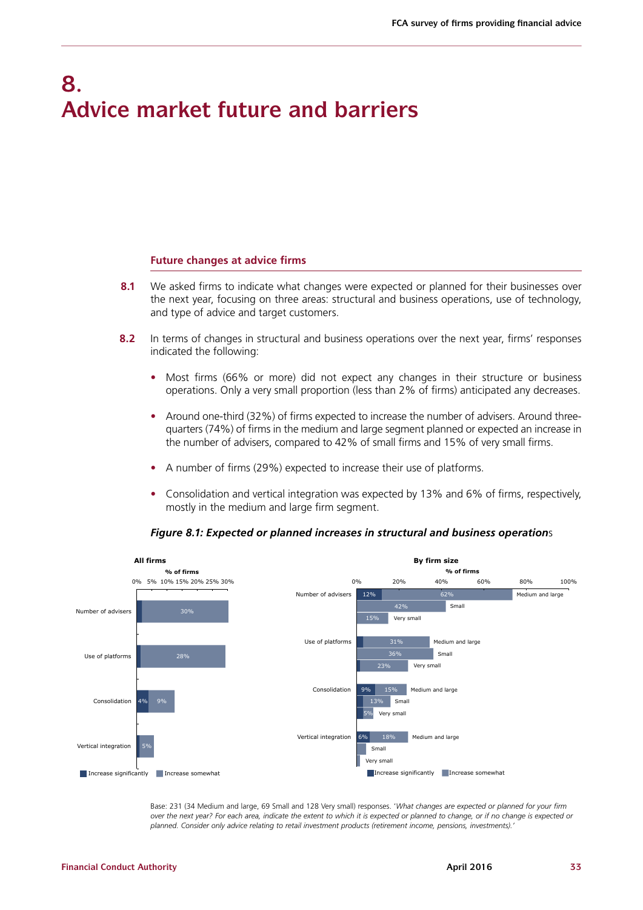# 8. Advice market future and barriers

### Future changes at advice firms

**8.1** We asked firms to indicate what changes were expected or planned for their businesses over the next year, focusing on three areas: structural and business operations, use of technology, and type of advice and target customers.

**8.2** In terms of changes in structural and business operations over the next year, firms' responses indicated the following:

- Most firms (66% or more) did not expect any changes in their structure or business operations. Only a very small proportion (less than 2% of firms) anticipated any decreases.
- Around one-third (32%) of firms expected to increase the number of advisers. Around three-quarters (74%) of firms in the medium and large segment planned or expected an increase in the number of advisers, compared to 42% of small firms and 15% of very small firms.
- A number of firms (29%) expected to increase their use of platforms.
- Consolidation and vertical integration was expected by 13% and 6% of firms, respectively, mostly in the medium and large firm segment.

***Figure 8.1: Expected or planned increases in structural and business operations***

**All firms** (% of firms)

| | Increase significantly | Increase somewhat |
|---|---|---|
| Number of advisers | | 30% |
| Use of platforms | | 28% |
| Consolidation | 4% | 9% |
| Vertical integration | | 5% |

**By firm size** (% of firms)

| | | Increase significantly | Increase somewhat |
|---|---|---|---|
| Number of advisers | Medium and large | 12% | 62% |
| | Small | | 42% |
| | Very small | | 15% |
| Use of platforms | Medium and large | | 31% |
| | Small | | 36% |
| | Very small | | 23% |
| Consolidation | Medium and large | 9% | 15% |
| | Small | | 13% |
| | Very small | | 5% |
| Vertical integration | Medium and large | 6% | 18% |
| | Small | | |
| | Very small | | |

Base: 231 (34 Medium and large, 69 Small and 128 Very small) responses. '*What changes are expected or planned for your firm over the next year? For each area, indicate the extent to which it is expected or planned to change, or if no change is expected or planned. Consider only advice relating to retail investment products (retirement income, pensions, investments).*'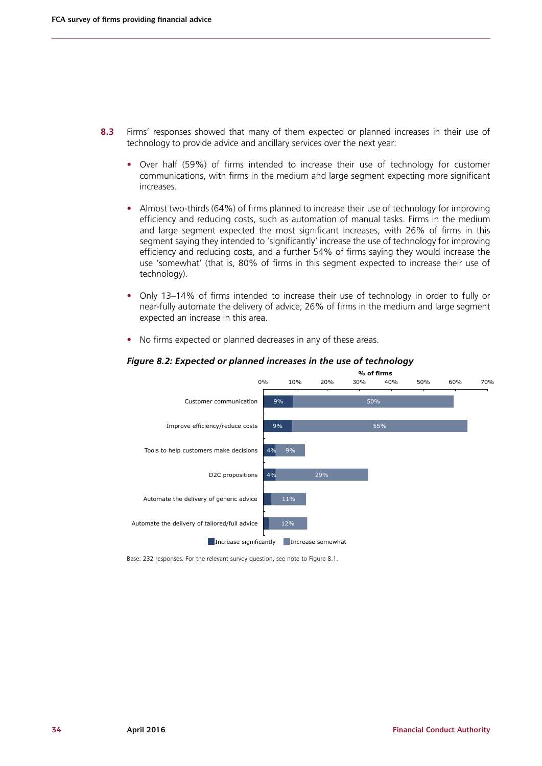**8.3** Firms' responses showed that many of them expected or planned increases in their use of technology to provide advice and ancillary services over the next year:

- Over half (59%) of firms intended to increase their use of technology for customer communications, with firms in the medium and large segment expecting more significant increases.
- Almost two-thirds (64%) of firms planned to increase their use of technology for improving efficiency and reducing costs, such as automation of manual tasks. Firms in the medium and large segment expected the most significant increases, with 26% of firms in this segment saying they intended to 'significantly' increase the use of technology for improving efficiency and reducing costs, and a further 54% of firms saying they would increase the use 'somewhat' (that is, 80% of firms in this segment expected to increase their use of technology).
- Only 13–14% of firms intended to increase their use of technology in order to fully or near-fully automate the delivery of advice; 26% of firms in the medium and large segment expected an increase in this area.
- No firms expected or planned decreases in any of these areas.

***Figure 8.2: Expected or planned increases in the use of technology***

| % of firms | Increase significantly | Increase somewhat |
|---|---|---|
| Customer communication | 9% | 50% |
| Improve efficiency/reduce costs | 9% | 55% |
| Tools to help customers make decisions | 4% | 9% |
| D2C propositions | 4% | 29% |
| Automate the delivery of generic advice | | 11% |
| Automate the delivery of tailored/full advice | | 12% |

Base: 232 responses. For the relevant survey question, see note to Figure 8.1.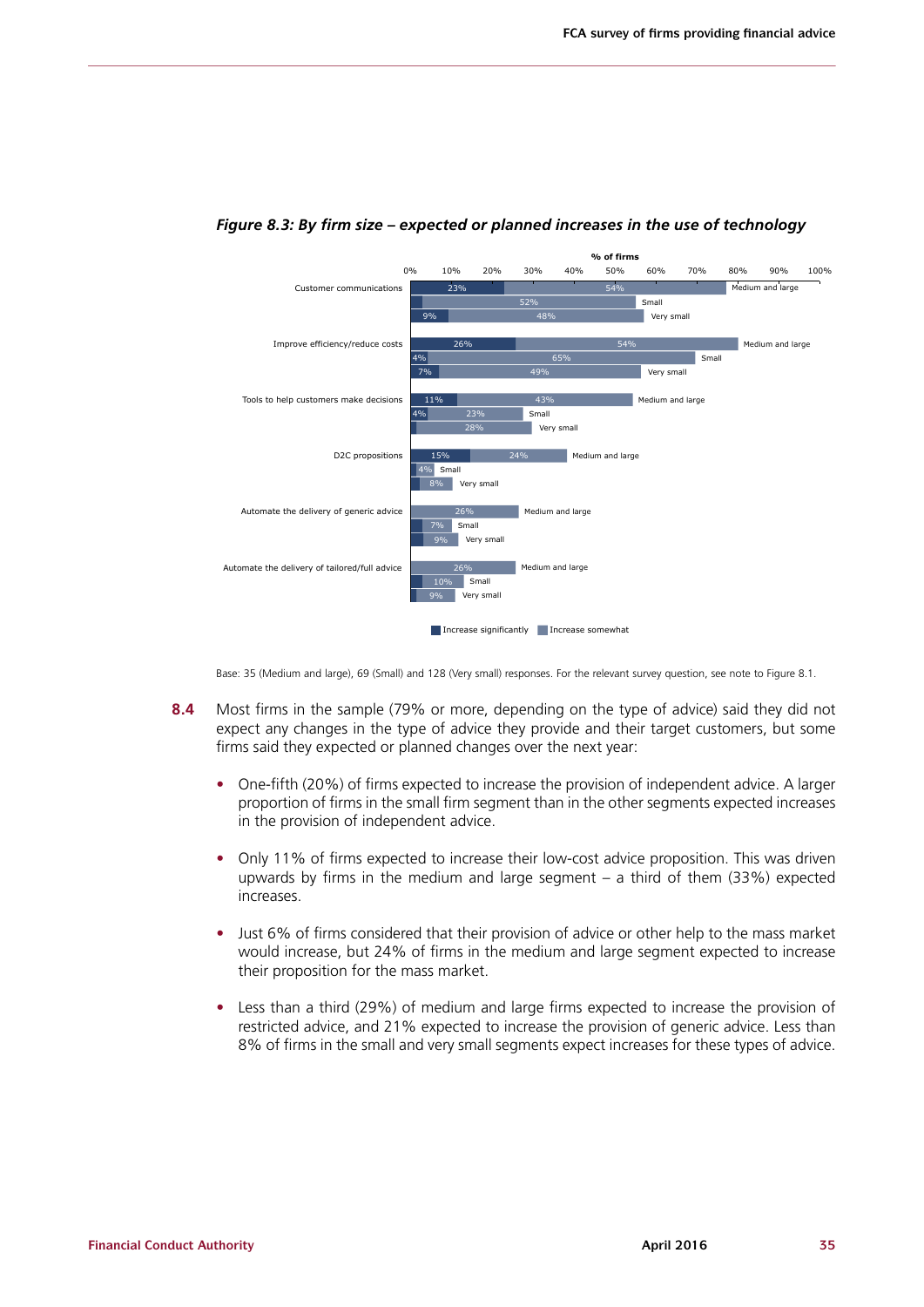*Figure 8.3: By firm size – expected or planned increases in the use of technology*

% of firms

| Use of technology | Firm size | Increase significantly | Increase somewhat |
|---|---|---|---|
| Customer communications | Medium and large | 23% | 54% |
| | Small | | 52% |
| | Very small | 9% | 48% |
| Improve efficiency/reduce costs | Medium and large | 26% | 54% |
| | Small | 4% | 65% |
| | Very small | 7% | 49% |
| Tools to help customers make decisions | Medium and large | 11% | 43% |
| | Small | 4% | 23% |
| | Very small | | 28% |
| D2C propositions | Medium and large | 15% | 24% |
| | Small | | 4% |
| | Very small | | 8% |
| Automate the delivery of generic advice | Medium and large | | 26% |
| | Small | | 7% |
| | Very small | | 9% |
| Automate the delivery of tailored/full advice | Medium and large | | 26% |
| | Small | | 10% |
| | Very small | | 9% |

Base: 35 (Medium and large), 69 (Small) and 128 (Very small) responses. For the relevant survey question, see note to Figure 8.1.

**8.4** Most firms in the sample (79% or more, depending on the type of advice) said they did not expect any changes in the type of advice they provide and their target customers, but some firms said they expected or planned changes over the next year:

- One-fifth (20%) of firms expected to increase the provision of independent advice. A larger proportion of firms in the small firm segment than in the other segments expected increases in the provision of independent advice.
- Only 11% of firms expected to increase their low-cost advice proposition. This was driven upwards by firms in the medium and large segment – a third of them (33%) expected increases.
- Just 6% of firms considered that their provision of advice or other help to the mass market would increase, but 24% of firms in the medium and large segment expected to increase their proposition for the mass market.
- Less than a third (29%) of medium and large firms expected to increase the provision of restricted advice, and 21% expected to increase the provision of generic advice. Less than 8% of firms in the small and very small segments expect increases for these types of advice.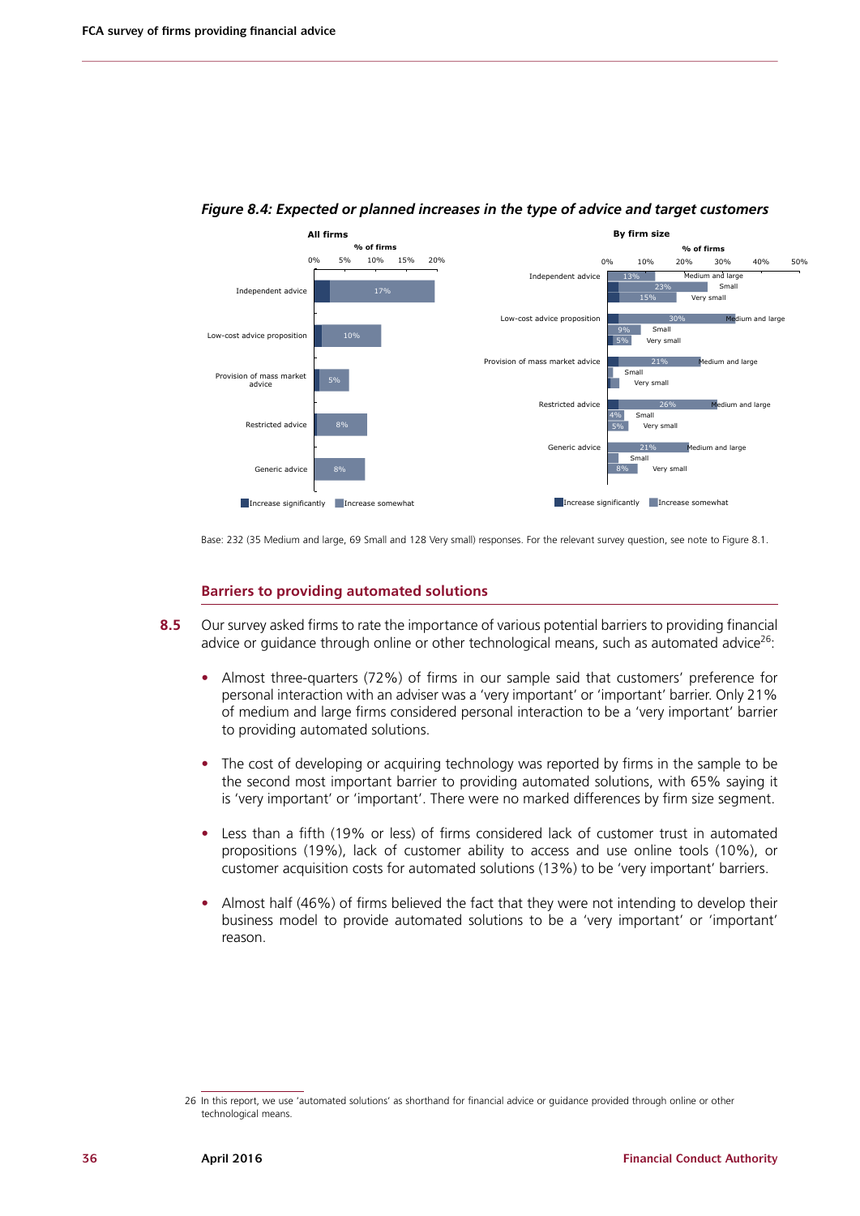*Figure 8.4: Expected or planned increases in the type of advice and target customers*

**All firms** (% of firms)

| | Increase significantly | Increase somewhat |
|---|---|---|
| Independent advice | | 17% |
| Low-cost advice proposition | | 10% |
| Provision of mass market advice | | 5% |
| Restricted advice | | 8% |
| Generic advice | | 8% |

**By firm size** (% of firms)

| | | Increase significantly | Increase somewhat |
|---|---|---|---|
| Independent advice | Medium and large | | 13% |
| | Small | | 23% |
| | Very small | | 15% |
| Low-cost advice proposition | Medium and large | | 30% |
| | Small | | 9% |
| | Very small | | 5% |
| Provision of mass market advice | Medium and large | | 21% |
| | Small | | |
| | Very small | | |
| Restricted advice | Medium and large | | 26% |
| | Small | | 4% |
| | Very small | | 5% |
| Generic advice | Medium and large | | 21% |
| | Small | | |
| | Very small | | 8% |

Base: 232 (35 Medium and large, 69 Small and 128 Very small) responses. For the relevant survey question, see note to Figure 8.1.

### Barriers to providing automated solutions

**8.5** Our survey asked firms to rate the importance of various potential barriers to providing financial advice or guidance through online or other technological means, such as automated advice[26]:

- Almost three-quarters (72%) of firms in our sample said that customers' preference for personal interaction with an adviser was a 'very important' or 'important' barrier. Only 21% of medium and large firms considered personal interaction to be a 'very important' barrier to providing automated solutions.
- The cost of developing or acquiring technology was reported by firms in the sample to be the second most important barrier to providing automated solutions, with 65% saying it is 'very important' or 'important'. There were no marked differences by firm size segment.
- Less than a fifth (19% or less) of firms considered lack of customer trust in automated propositions (19%), lack of customer ability to access and use online tools (10%), or customer acquisition costs for automated solutions (13%) to be 'very important' barriers.
- Almost half (46%) of firms believed the fact that they were not intending to develop their business model to provide automated solutions to be a 'very important' or 'important' reason.

26 In this report, we use 'automated solutions' as shorthand for financial advice or guidance provided through online or other technological means.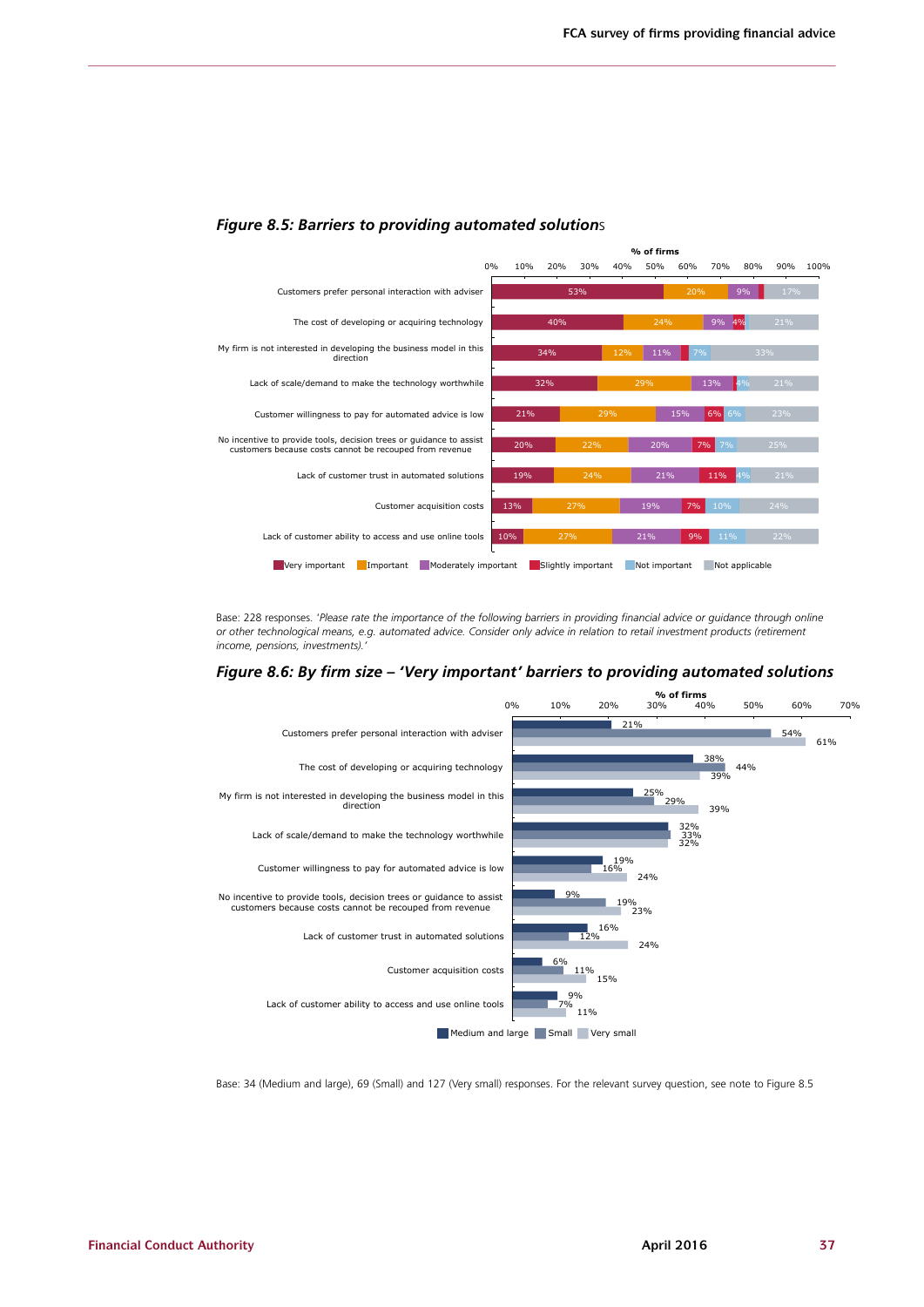### *Figure 8.5: Barriers to providing automated solutions*

% of firms

| Barrier | Very important | Important | Moderately important | Slightly important | Not important | Not applicable |
|---|---|---|---|---|---|---|
| Customers prefer personal interaction with adviser | 53% | 20% | 9% | | | 17% |
| The cost of developing or acquiring technology | 40% | 24% | 9% | 4% | | 21% |
| My firm is not interested in developing the business model in this direction | 34% | 12% | 11% | | 7% | 33% |
| Lack of scale/demand to make the technology worthwhile | 32% | 29% | 13% | | 4% | 21% |
| Customer willingness to pay for automated advice is low | 21% | 29% | 15% | 6% | 6% | 23% |
| No incentive to provide tools, decision trees or guidance to assist customers because costs cannot be recouped from revenue | 20% | 22% | 20% | 7% | 7% | 25% |
| Lack of customer trust in automated solutions | 19% | 24% | 21% | 11% | 4% | 21% |
| Customer acquisition costs | 13% | 27% | 19% | 7% | 10% | 24% |
| Lack of customer ability to access and use online tools | 10% | 27% | 21% | 9% | 11% | 22% |

Base: 228 responses. *'Please rate the importance of the following barriers in providing financial advice or guidance through online or other technological means, e.g. automated advice. Consider only advice in relation to retail investment products (retirement income, pensions, investments).'*

### *Figure 8.6: By firm size – 'Very important' barriers to providing automated solutions*

% of firms

| Barrier | Medium and large | Small | Very small |
|---|---|---|---|
| Customers prefer personal interaction with adviser | 21% | 54% | 61% |
| The cost of developing or acquiring technology | 38% | 44% | 39% |
| My firm is not interested in developing the business model in this direction | 25% | 29% | 39% |
| Lack of scale/demand to make the technology worthwhile | 32% | 33% | 32% |
| Customer willingness to pay for automated advice is low | 19% | 16% | 24% |
| No incentive to provide tools, decision trees or guidance to assist customers because costs cannot be recouped from revenue | 9% | 19% | 23% |
| Lack of customer trust in automated solutions | 16% | 12% | 24% |
| Customer acquisition costs | 6% | 11% | 15% |
| Lack of customer ability to access and use online tools | 9% | 7% | 11% |

Base: 34 (Medium and large), 69 (Small) and 127 (Very small) responses. For the relevant survey question, see note to Figure 8.5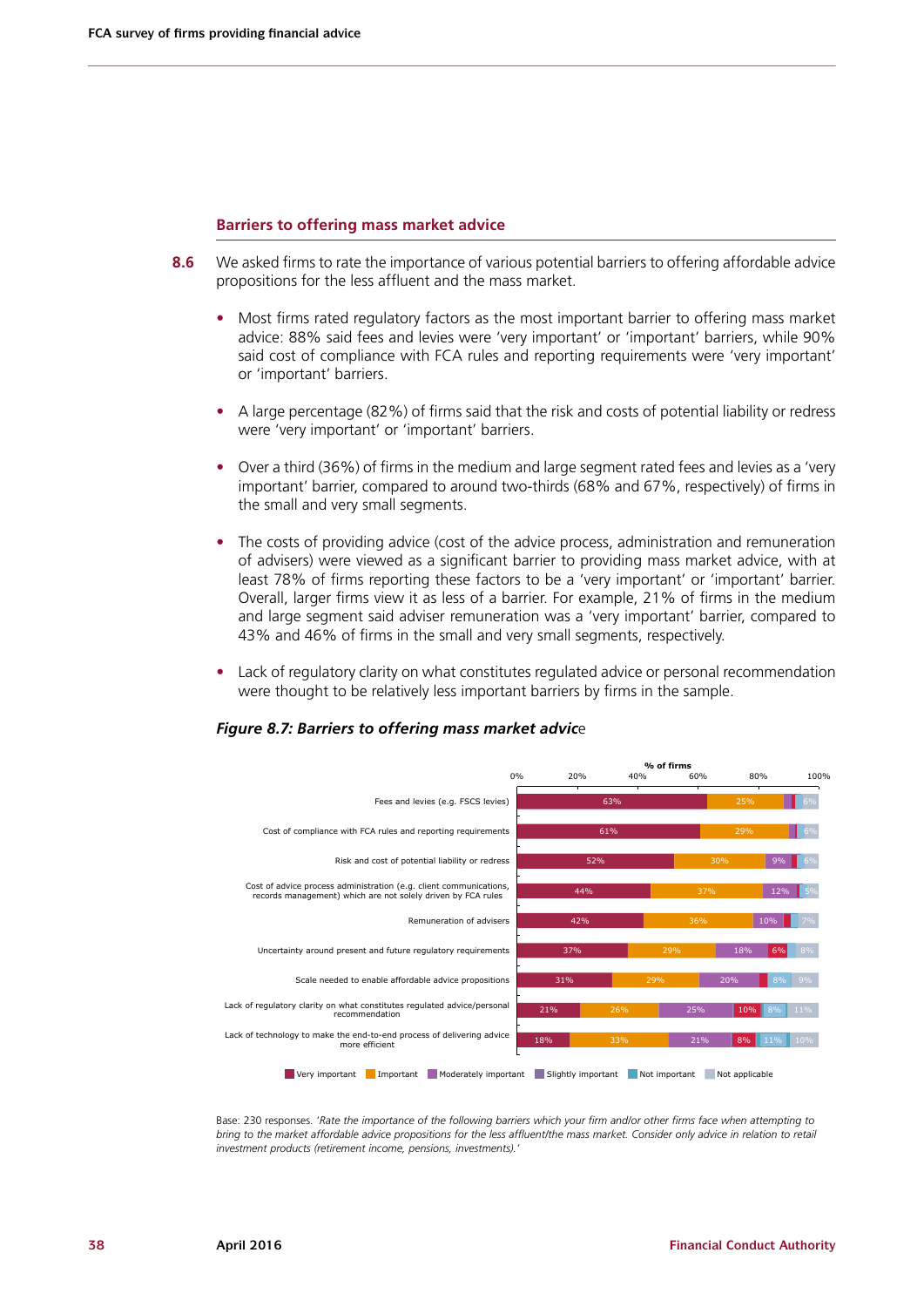## Barriers to offering mass market advice

**8.6** We asked firms to rate the importance of various potential barriers to offering affordable advice propositions for the less affluent and the mass market.

- Most firms rated regulatory factors as the most important barrier to offering mass market advice: 88% said fees and levies were 'very important' or 'important' barriers, while 90% said cost of compliance with FCA rules and reporting requirements were 'very important' or 'important' barriers.
- A large percentage (82%) of firms said that the risk and costs of potential liability or redress were 'very important' or 'important' barriers.
- Over a third (36%) of firms in the medium and large segment rated fees and levies as a 'very important' barrier, compared to around two-thirds (68% and 67%, respectively) of firms in the small and very small segments.
- The costs of providing advice (cost of the advice process, administration and remuneration of advisers) were viewed as a significant barrier to providing mass market advice, with at least 78% of firms reporting these factors to be a 'very important' or 'important' barrier. Overall, larger firms view it as less of a barrier. For example, 21% of firms in the medium and large segment said adviser remuneration was a 'very important' barrier, compared to 43% and 46% of firms in the small and very small segments, respectively.
- Lack of regulatory clarity on what constitutes regulated advice or personal recommendation were thought to be relatively less important barriers by firms in the sample.

### *Figure 8.7: Barriers to offering mass market advice*

% of firms

| Barrier | Very important | Important | Moderately important | Slightly important | Not important | Not applicable |
|---|---|---|---|---|---|---|
| Fees and levies (e.g. FSCS levies) | 63% | 25% | | | | 6% |
| Cost of compliance with FCA rules and reporting requirements | 61% | 29% | | | | 6% |
| Risk and cost of potential liability or redress | 52% | 30% | 9% | | | 6% |
| Cost of advice process administration (e.g. client communications, records management) which are not solely driven by FCA rules | 44% | 37% | 12% | | | 5% |
| Remuneration of advisers | 42% | 36% | 10% | | | 7% |
| Uncertainty around present and future regulatory requirements | 37% | 29% | 18% | 6% | | 8% |
| Scale needed to enable affordable advice propositions | 31% | 29% | 20% | | 8% | 9% |
| Lack of regulatory clarity on what constitutes regulated advice/personal recommendation | 21% | 26% | 25% | 10% | 8% | 11% |
| Lack of technology to make the end-to-end process of delivering advice more efficient | 18% | 33% | 21% | 8% | 11% | 10% |

Base: 230 responses. *'Rate the importance of the following barriers which your firm and/or other firms face when attempting to bring to the market affordable advice propositions for the less affluent/the mass market. Consider only advice in relation to retail investment products (retirement income, pensions, investments).'*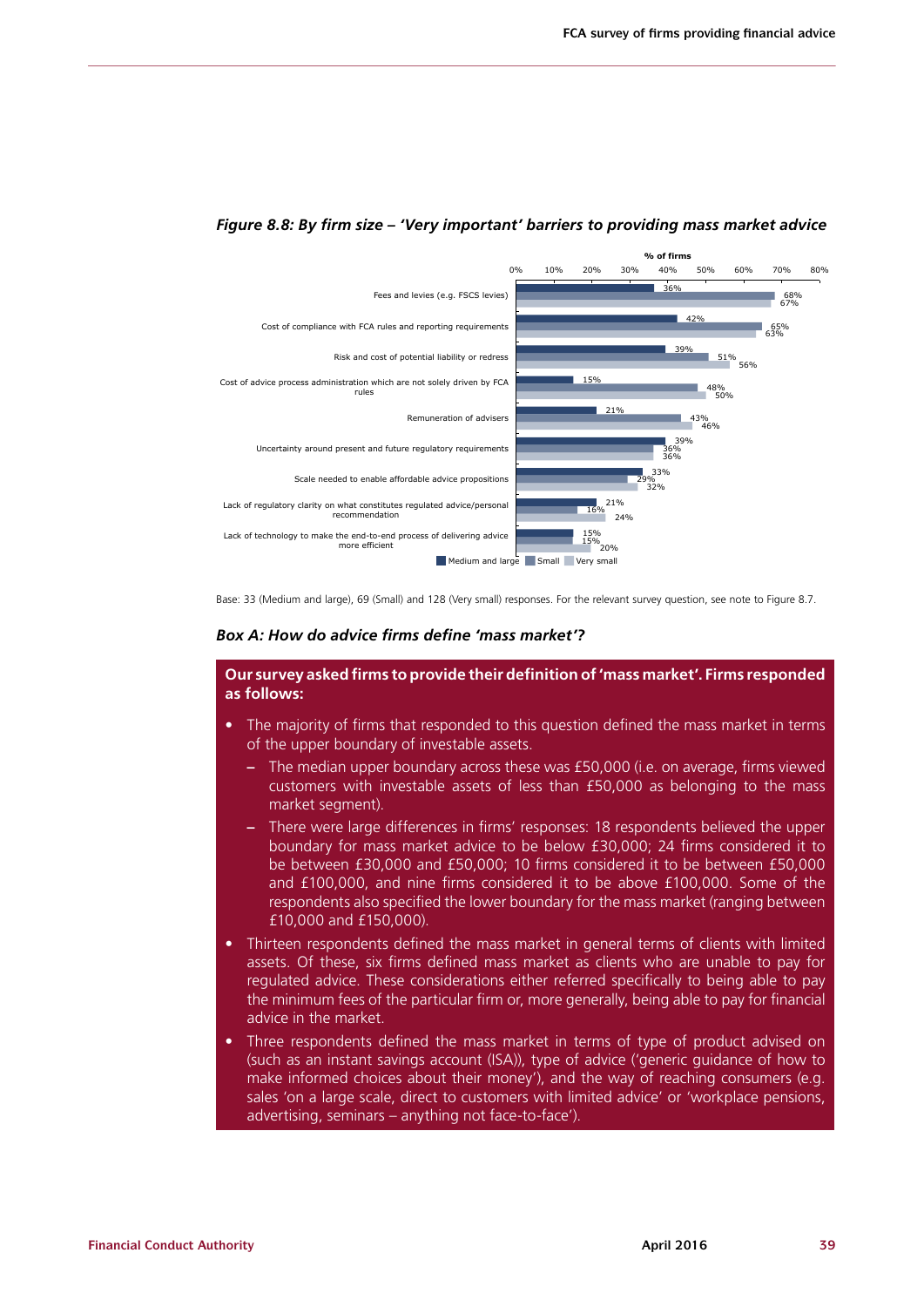*Figure 8.8: By firm size – 'Very important' barriers to providing mass market advice*

| Barrier | Medium and large | Small | Very small |
|---|---|---|---|
| Fees and levies (e.g. FSCS levies) | 36% | 68% | 67% |
| Cost of compliance with FCA rules and reporting requirements | 42% | 65% | 63% |
| Risk and cost of potential liability or redress | 39% | 51% | 56% |
| Cost of advice process administration which are not solely driven by FCA rules | 15% | 48% | 50% |
| Remuneration of advisers | 21% | 43% | 46% |
| Uncertainty around present and future regulatory requirements | 39% | 36% | 36% |
| Scale needed to enable affordable advice propositions | 33% | 29% | 32% |
| Lack of regulatory clarity on what constitutes regulated advice/personal recommendation | 21% | 16% | 24% |
| Lack of technology to make the end-to-end process of delivering advice more efficient | 15% | 15% | 20% |

Base: 33 (Medium and large), 69 (Small) and 128 (Very small) responses. For the relevant survey question, see note to Figure 8.7.

### *Box A: How do advice firms define 'mass market'?*

**Our survey asked firms to provide their definition of 'mass market'. Firms responded as follows:**

- The majority of firms that responded to this question defined the mass market in terms of the upper boundary of investable assets.
  - The median upper boundary across these was £50,000 (i.e. on average, firms viewed customers with investable assets of less than £50,000 as belonging to the mass market segment).
  - There were large differences in firms' responses: 18 respondents believed the upper boundary for mass market advice to be below £30,000; 24 firms considered it to be between £30,000 and £50,000; 10 firms considered it to be between £50,000 and £100,000, and nine firms considered it to be above £100,000. Some of the respondents also specified the lower boundary for the mass market (ranging between £10,000 and £150,000).
- Thirteen respondents defined the mass market in general terms of clients with limited assets. Of these, six firms defined mass market as clients who are unable to pay for regulated advice. These considerations either referred specifically to being able to pay the minimum fees of the particular firm or, more generally, being able to pay for financial advice in the market.
- Three respondents defined the mass market in terms of type of product advised on (such as an instant savings account (ISA)), type of advice ('generic guidance of how to make informed choices about their money'), and the way of reaching consumers (e.g. sales 'on a large scale, direct to customers with limited advice' or 'workplace pensions, advertising, seminars – anything not face-to-face').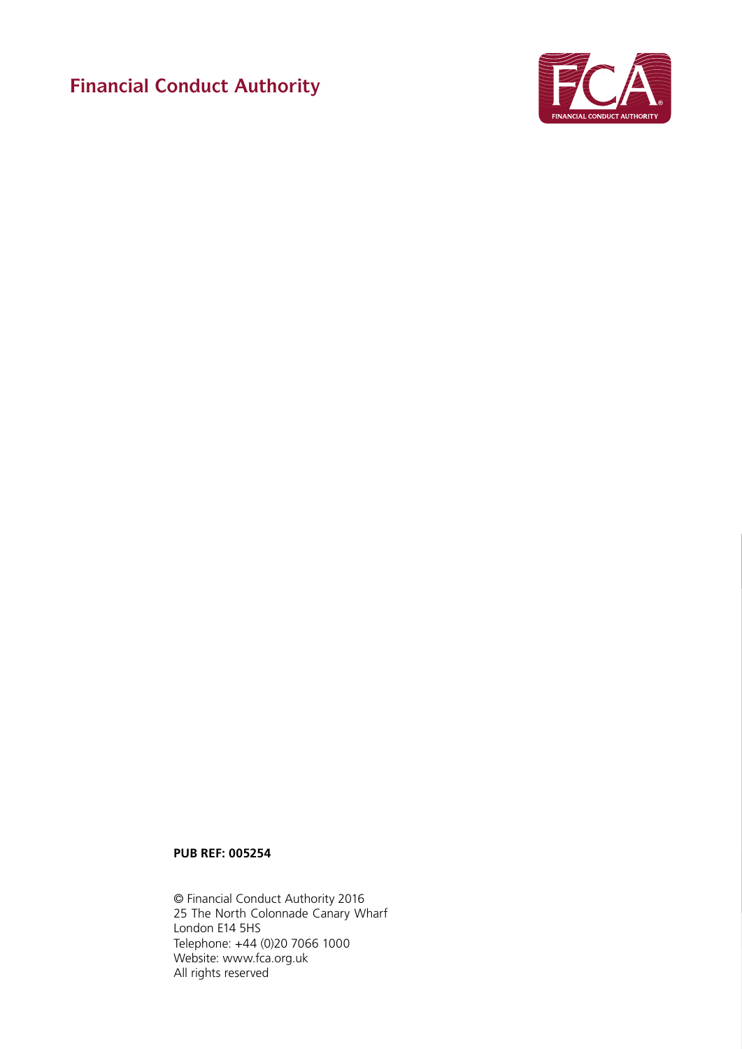Financial Conduct Authority

**PUB REF: 005254**

© Financial Conduct Authority 2016
25 The North Colonnade Canary Wharf
London E14 5HS
Telephone: +44 (0)20 7066 1000
Website: www.fca.org.uk
All rights reserved